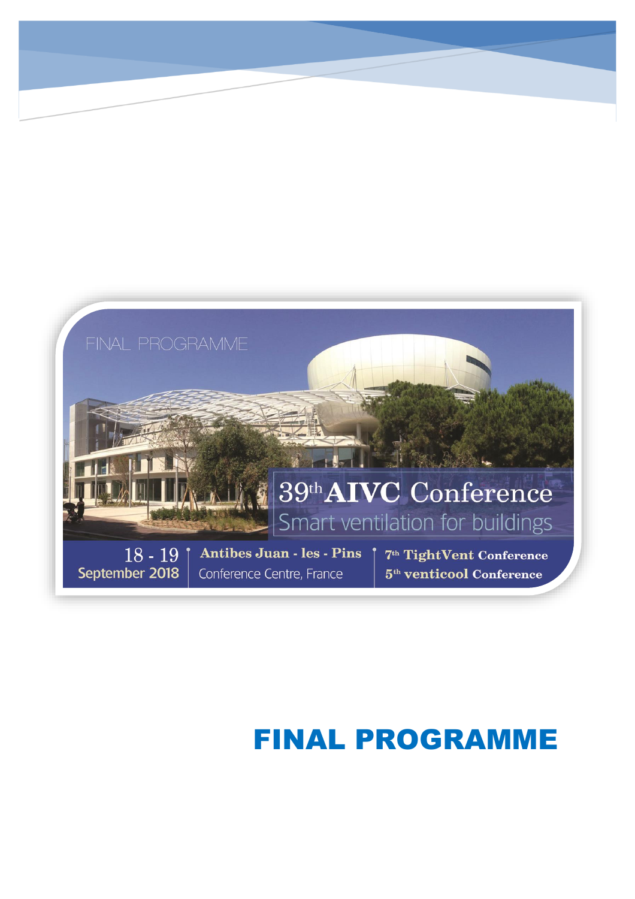FINAL PROGRAMME

# 39th AIVC Conference

Smart ventilation for buildings

18 - 19 September 2018

Antibes Juan - les - Pins Conference Centre, France

7th TightVent Conference

5th venticool Conference

# FINAL PROGRAMME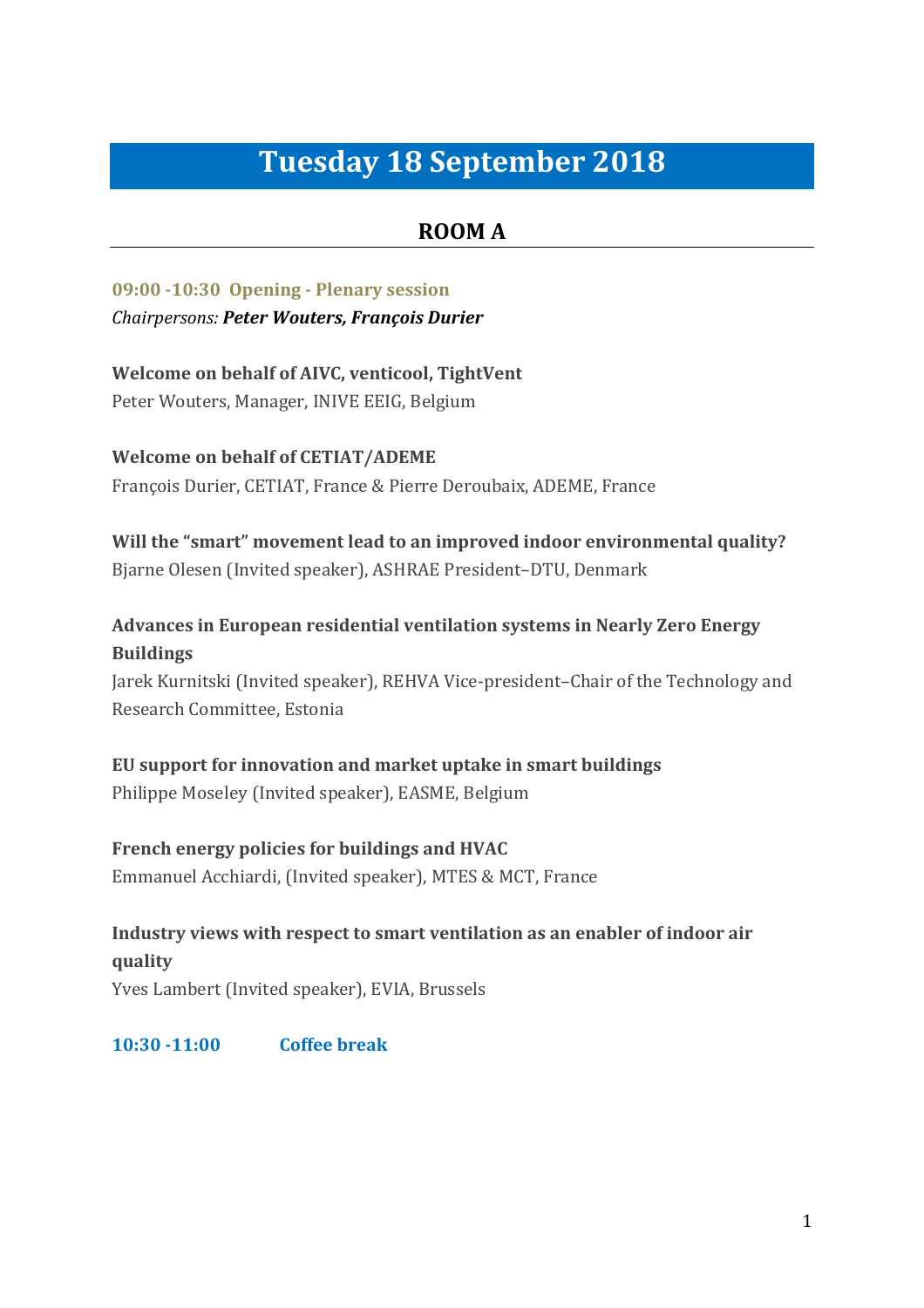# Tuesday 18 September 2018

## ROOM A

**09:00 -10:30 Opening - Plenary session**

*Chairpersons:* ***Peter Wouters, François Durier***

**Welcome on behalf of AIVC, venticool, TightVent**
Peter Wouters, Manager, INIVE EEIG, Belgium

**Welcome on behalf of CETIAT/ADEME**
François Durier, CETIAT, France & Pierre Deroubaix, ADEME, France

**Will the "smart" movement lead to an improved indoor environmental quality?**
Bjarne Olesen (Invited speaker), ASHRAE President–DTU, Denmark

**Advances in European residential ventilation systems in Nearly Zero Energy Buildings**
Jarek Kurnitski (Invited speaker), REHVA Vice-president–Chair of the Technology and Research Committee, Estonia

**EU support for innovation and market uptake in smart buildings**
Philippe Moseley (Invited speaker), EASME, Belgium

**French energy policies for buildings and HVAC**
Emmanuel Acchiardi, (Invited speaker), MTES & MCT, France

**Industry views with respect to smart ventilation as an enabler of indoor air quality**
Yves Lambert (Invited speaker), EVIA, Brussels

**10:30 -11:00 Coffee break**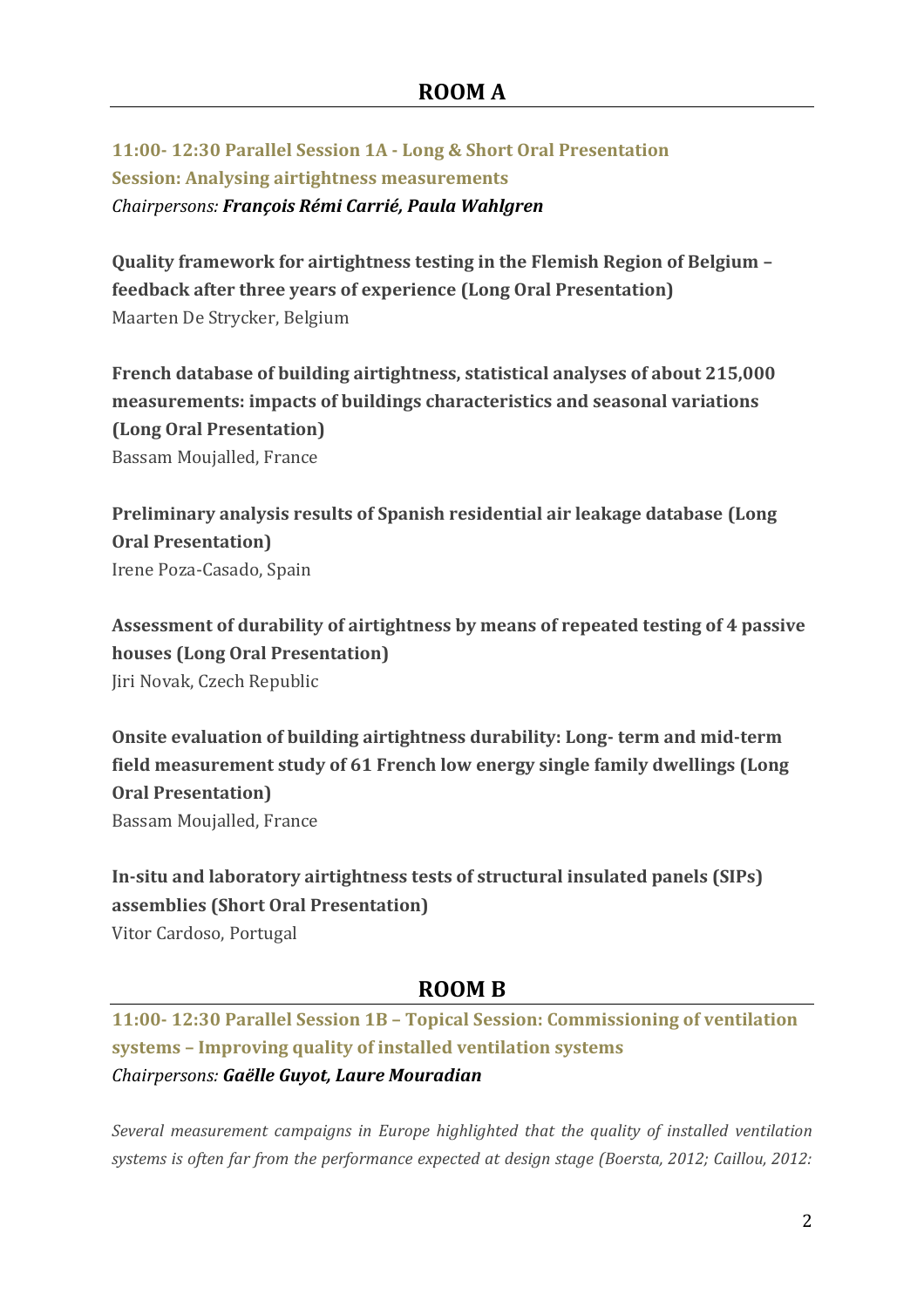## ROOM A

**11:00- 12:30 Parallel Session 1A - Long & Short Oral Presentation**
**Session: Analysing airtightness measurements**
*Chairpersons: **François Rémi Carrié, Paula Wahlgren***

**Quality framework for airtightness testing in the Flemish Region of Belgium – feedback after three years of experience (Long Oral Presentation)**
Maarten De Strycker, Belgium

**French database of building airtightness, statistical analyses of about 215,000 measurements: impacts of buildings characteristics and seasonal variations (Long Oral Presentation)**
Bassam Moujalled, France

**Preliminary analysis results of Spanish residential air leakage database (Long Oral Presentation)**
Irene Poza-Casado, Spain

**Assessment of durability of airtightness by means of repeated testing of 4 passive houses (Long Oral Presentation)**
Jiri Novak, Czech Republic

**Onsite evaluation of building airtightness durability: Long- term and mid-term field measurement study of 61 French low energy single family dwellings (Long Oral Presentation)**
Bassam Moujalled, France

**In-situ and laboratory airtightness tests of structural insulated panels (SIPs) assemblies (Short Oral Presentation)**
Vitor Cardoso, Portugal

## ROOM B

**11:00- 12:30 Parallel Session 1B – Topical Session: Commissioning of ventilation systems – Improving quality of installed ventilation systems**
*Chairpersons: **Gaëlle Guyot, Laure Mouradian***

*Several measurement campaigns in Europe highlighted that the quality of installed ventilation systems is often far from the performance expected at design stage (Boersta, 2012; Caillou, 2012:*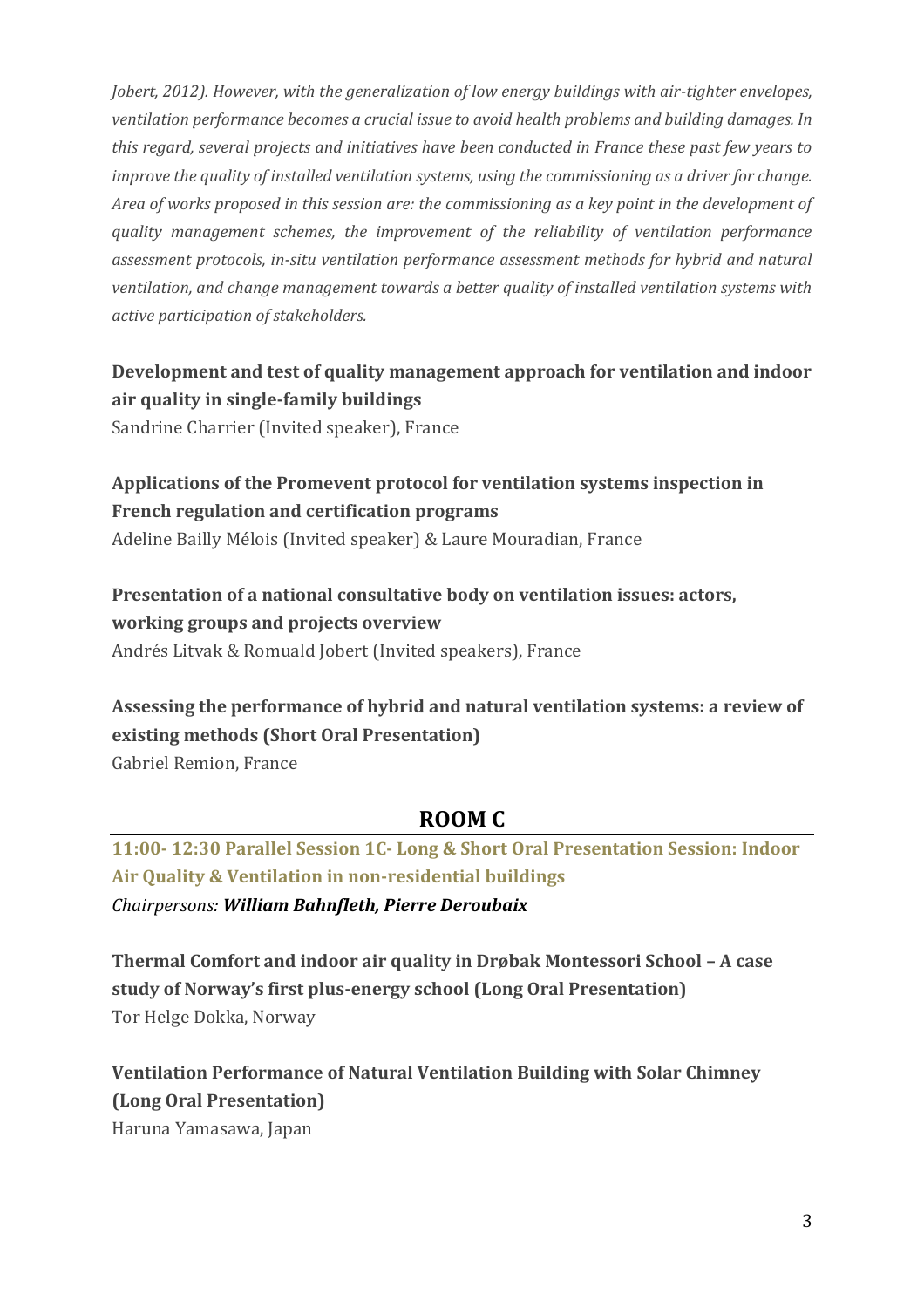*Jobert, 2012). However, with the generalization of low energy buildings with air-tighter envelopes, ventilation performance becomes a crucial issue to avoid health problems and building damages. In this regard, several projects and initiatives have been conducted in France these past few years to improve the quality of installed ventilation systems, using the commissioning as a driver for change. Area of works proposed in this session are: the commissioning as a key point in the development of quality management schemes, the improvement of the reliability of ventilation performance assessment protocols, in-situ ventilation performance assessment methods for hybrid and natural ventilation, and change management towards a better quality of installed ventilation systems with active participation of stakeholders.*

**Development and test of quality management approach for ventilation and indoor air quality in single-family buildings**
Sandrine Charrier (Invited speaker), France

**Applications of the Promevent protocol for ventilation systems inspection in French regulation and certification programs**
Adeline Bailly Mélois (Invited speaker) & Laure Mouradian, France

**Presentation of a national consultative body on ventilation issues: actors, working groups and projects overview**
Andrés Litvak & Romuald Jobert (Invited speakers), France

**Assessing the performance of hybrid and natural ventilation systems: a review of existing methods (Short Oral Presentation)**
Gabriel Remion, France

## ROOM C

**11:00- 12:30 Parallel Session 1C- Long & Short Oral Presentation Session: Indoor Air Quality & Ventilation in non-residential buildings**
*Chairpersons:* ***William Bahnfleth, Pierre Deroubaix***

**Thermal Comfort and indoor air quality in Drøbak Montessori School – A case study of Norway's first plus-energy school (Long Oral Presentation)**
Tor Helge Dokka, Norway

**Ventilation Performance of Natural Ventilation Building with Solar Chimney (Long Oral Presentation)**
Haruna Yamasawa, Japan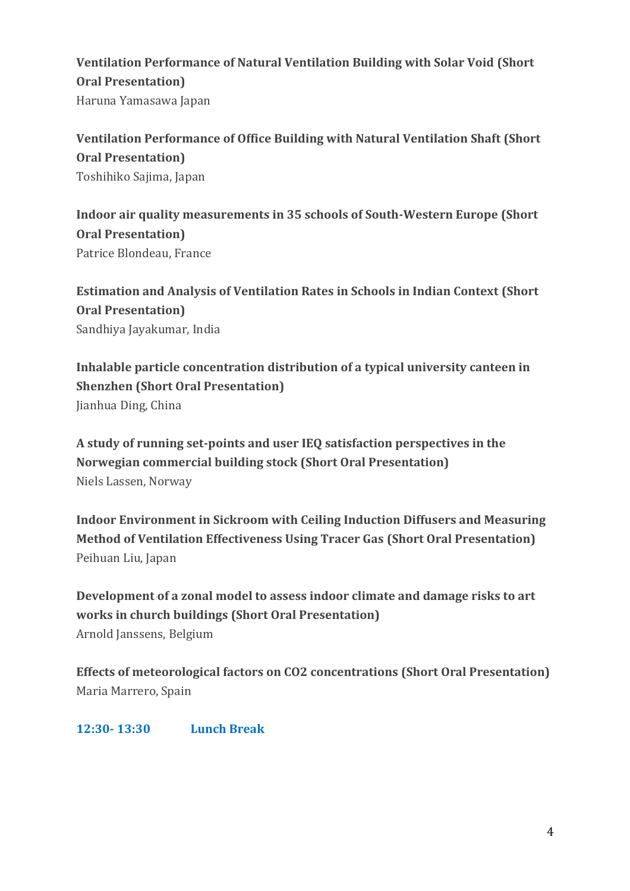**Ventilation Performance of Natural Ventilation Building with Solar Void (Short Oral Presentation)**
Haruna Yamasawa Japan

**Ventilation Performance of Office Building with Natural Ventilation Shaft (Short Oral Presentation)**
Toshihiko Sajima, Japan

**Indoor air quality measurements in 35 schools of South-Western Europe (Short Oral Presentation)**
Patrice Blondeau, France

**Estimation and Analysis of Ventilation Rates in Schools in Indian Context (Short Oral Presentation)**
Sandhiya Jayakumar, India

**Inhalable particle concentration distribution of a typical university canteen in Shenzhen (Short Oral Presentation)**
Jianhua Ding, China

**A study of running set-points and user IEQ satisfaction perspectives in the Norwegian commercial building stock (Short Oral Presentation)**
Niels Lassen, Norway

**Indoor Environment in Sickroom with Ceiling Induction Diffusers and Measuring Method of Ventilation Effectiveness Using Tracer Gas (Short Oral Presentation)**
Peihuan Liu, Japan

**Development of a zonal model to assess indoor climate and damage risks to art works in church buildings (Short Oral Presentation)**
Arnold Janssens, Belgium

**Effects of meteorological factors on CO2 concentrations (Short Oral Presentation)**
Maria Marrero, Spain

**12:30- 13:30 Lunch Break**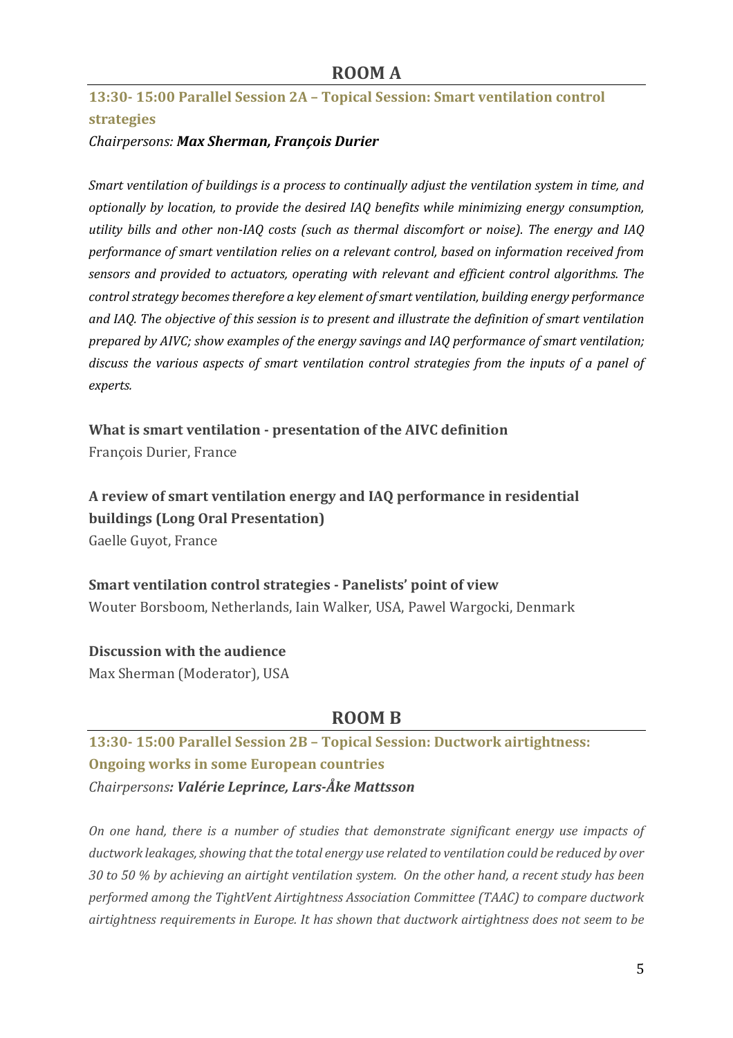## ROOM A

### 13:30- 15:00 Parallel Session 2A – Topical Session: Smart ventilation control strategies

*Chairpersons: **Max Sherman, François Durier***

*Smart ventilation of buildings is a process to continually adjust the ventilation system in time, and optionally by location, to provide the desired IAQ benefits while minimizing energy consumption, utility bills and other non-IAQ costs (such as thermal discomfort or noise). The energy and IAQ performance of smart ventilation relies on a relevant control, based on information received from sensors and provided to actuators, operating with relevant and efficient control algorithms. The control strategy becomes therefore a key element of smart ventilation, building energy performance and IAQ. The objective of this session is to present and illustrate the definition of smart ventilation prepared by AIVC; show examples of the energy savings and IAQ performance of smart ventilation; discuss the various aspects of smart ventilation control strategies from the inputs of a panel of experts.*

**What is smart ventilation - presentation of the AIVC definition**
François Durier, France

**A review of smart ventilation energy and IAQ performance in residential buildings (Long Oral Presentation)**
Gaelle Guyot, France

**Smart ventilation control strategies - Panelists' point of view**
Wouter Borsboom, Netherlands, Iain Walker, USA, Pawel Wargocki, Denmark

**Discussion with the audience**
Max Sherman (Moderator), USA

## ROOM B

### 13:30- 15:00 Parallel Session 2B – Topical Session: Ductwork airtightness: Ongoing works in some European countries

*Chairpersons: **Valérie Leprince, Lars-Åke Mattsson***

*On one hand, there is a number of studies that demonstrate significant energy use impacts of ductwork leakages, showing that the total energy use related to ventilation could be reduced by over 30 to 50 % by achieving an airtight ventilation system. On the other hand, a recent study has been performed among the TightVent Airtightness Association Committee (TAAC) to compare ductwork airtightness requirements in Europe. It has shown that ductwork airtightness does not seem to be*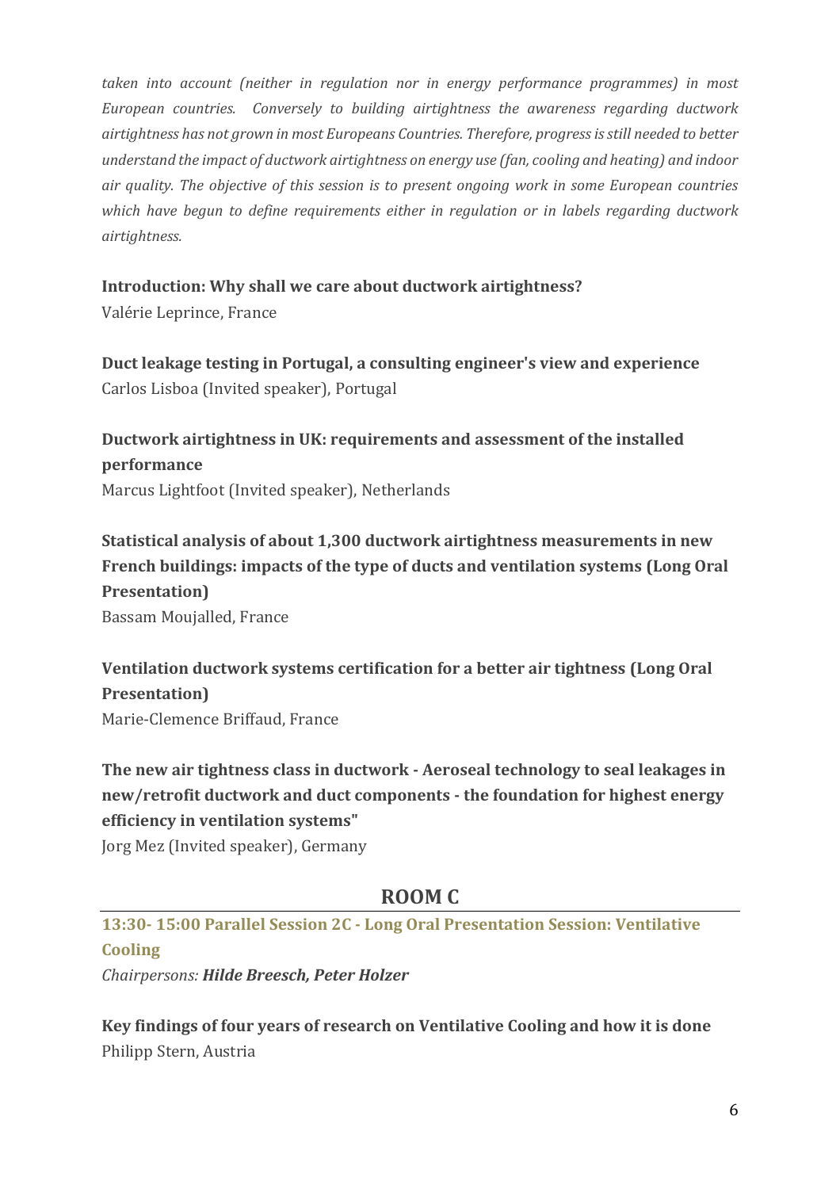*taken into account (neither in regulation nor in energy performance programmes) in most European countries. Conversely to building airtightness the awareness regarding ductwork airtightness has not grown in most Europeans Countries. Therefore, progress is still needed to better understand the impact of ductwork airtightness on energy use (fan, cooling and heating) and indoor air quality. The objective of this session is to present ongoing work in some European countries which have begun to define requirements either in regulation or in labels regarding ductwork airtightness.*

**Introduction: Why shall we care about ductwork airtightness?**
Valérie Leprince, France

**Duct leakage testing in Portugal, a consulting engineer's view and experience**
Carlos Lisboa (Invited speaker), Portugal

**Ductwork airtightness in UK: requirements and assessment of the installed performance**
Marcus Lightfoot (Invited speaker), Netherlands

**Statistical analysis of about 1,300 ductwork airtightness measurements in new French buildings: impacts of the type of ducts and ventilation systems (Long Oral Presentation)**
Bassam Moujalled, France

**Ventilation ductwork systems certification for a better air tightness (Long Oral Presentation)**
Marie-Clemence Briffaud, France

**The new air tightness class in ductwork - Aeroseal technology to seal leakages in new/retrofit ductwork and duct components - the foundation for highest energy efficiency in ventilation systems"**
Jorg Mez (Invited speaker), Germany

## ROOM C

### 13:30- 15:00 Parallel Session 2C - Long Oral Presentation Session: Ventilative Cooling

*Chairpersons:* ***Hilde Breesch, Peter Holzer***

**Key findings of four years of research on Ventilative Cooling and how it is done**
Philipp Stern, Austria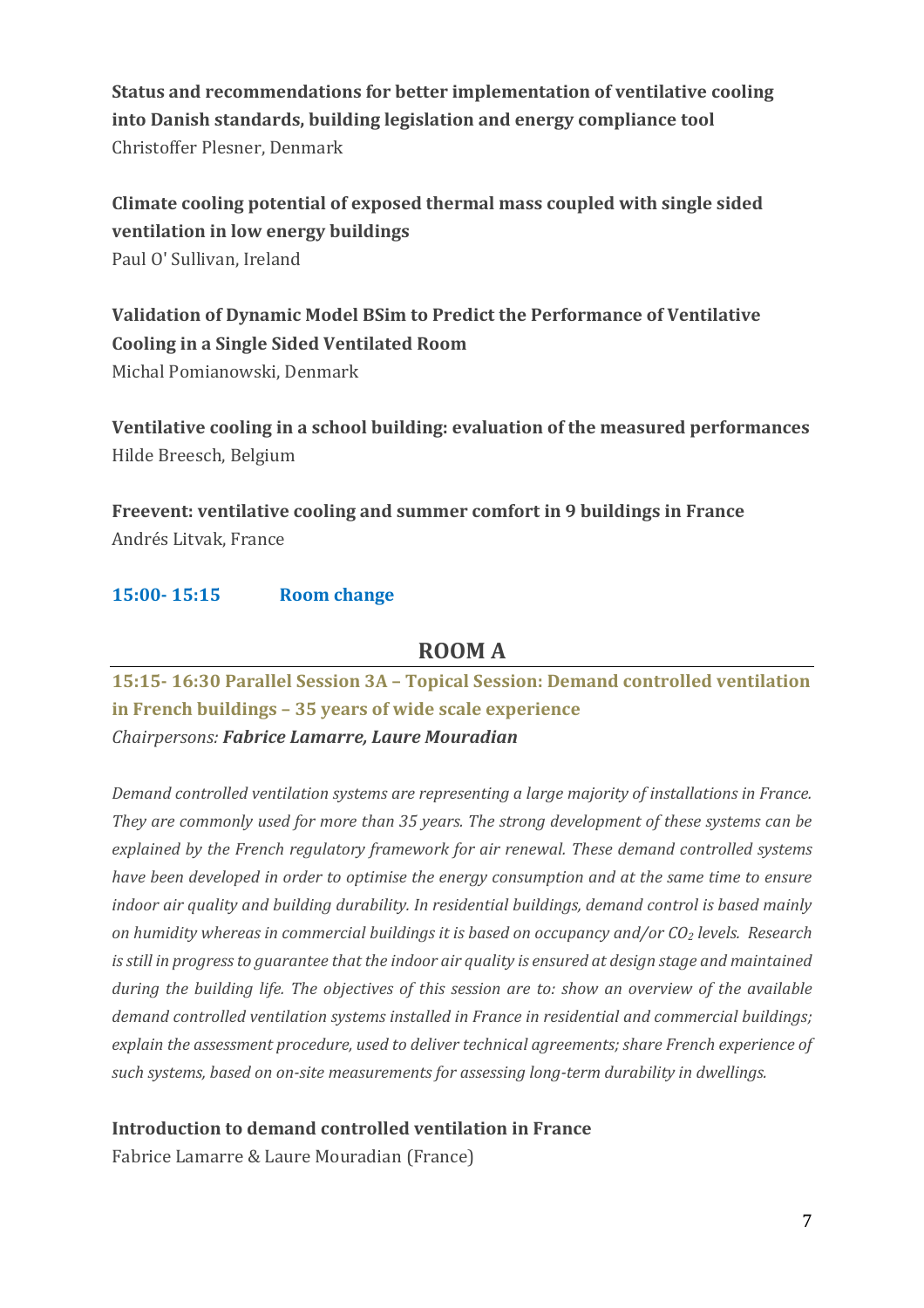**Status and recommendations for better implementation of ventilative cooling into Danish standards, building legislation and energy compliance tool**
Christoffer Plesner, Denmark

**Climate cooling potential of exposed thermal mass coupled with single sided ventilation in low energy buildings**
Paul O' Sullivan, Ireland

**Validation of Dynamic Model BSim to Predict the Performance of Ventilative Cooling in a Single Sided Ventilated Room**
Michal Pomianowski, Denmark

**Ventilative cooling in a school building: evaluation of the measured performances**
Hilde Breesch, Belgium

**Freevent: ventilative cooling and summer comfort in 9 buildings in France**
Andrés Litvak, France

**15:00- 15:15 Room change**

## ROOM A

### 15:15- 16:30 Parallel Session 3A – Topical Session: Demand controlled ventilation in French buildings – 35 years of wide scale experience

*Chairpersons: **Fabrice Lamarre, Laure Mouradian***

*Demand controlled ventilation systems are representing a large majority of installations in France. They are commonly used for more than 35 years. The strong development of these systems can be explained by the French regulatory framework for air renewal. These demand controlled systems have been developed in order to optimise the energy consumption and at the same time to ensure indoor air quality and building durability. In residential buildings, demand control is based mainly on humidity whereas in commercial buildings it is based on occupancy and/or $CO_2$ levels. Research is still in progress to guarantee that the indoor air quality is ensured at design stage and maintained during the building life. The objectives of this session are to: show an overview of the available demand controlled ventilation systems installed in France in residential and commercial buildings; explain the assessment procedure, used to deliver technical agreements; share French experience of such systems, based on on-site measurements for assessing long-term durability in dwellings.*

**Introduction to demand controlled ventilation in France**
Fabrice Lamarre & Laure Mouradian (France)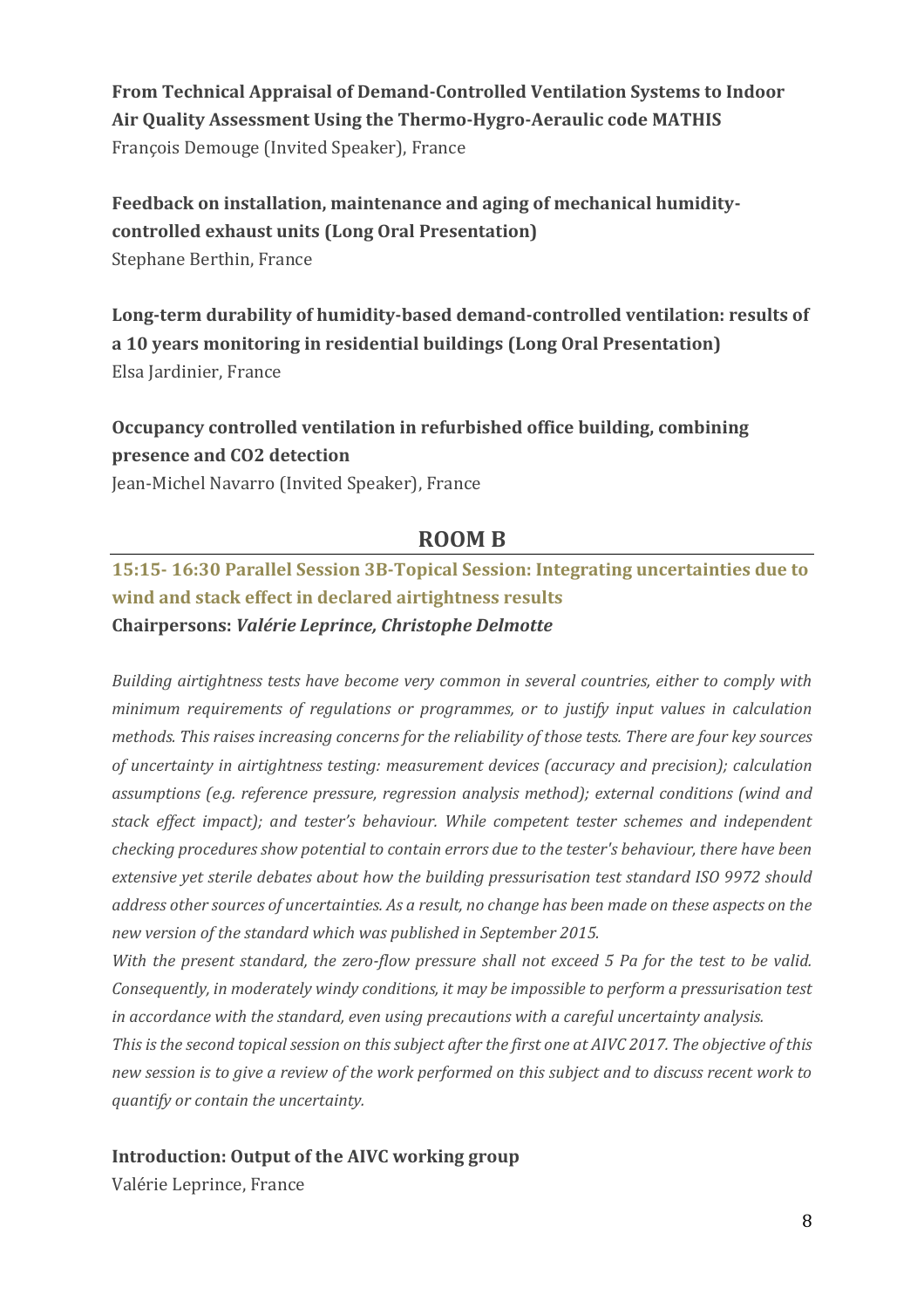**From Technical Appraisal of Demand-Controlled Ventilation Systems to Indoor Air Quality Assessment Using the Thermo-Hygro-Aeraulic code MATHIS**
François Demouge (Invited Speaker), France

**Feedback on installation, maintenance and aging of mechanical humidity-controlled exhaust units (Long Oral Presentation)**
Stephane Berthin, France

**Long-term durability of humidity-based demand-controlled ventilation: results of a 10 years monitoring in residential buildings (Long Oral Presentation)**
Elsa Jardinier, France

**Occupancy controlled ventilation in refurbished office building, combining presence and CO2 detection**
Jean-Michel Navarro (Invited Speaker), France

## ROOM B

### 15:15- 16:30 Parallel Session 3B-Topical Session: Integrating uncertainties due to wind and stack effect in declared airtightness results

**Chairpersons:** ***Valérie Leprince, Christophe Delmotte***

*Building airtightness tests have become very common in several countries, either to comply with minimum requirements of regulations or programmes, or to justify input values in calculation methods. This raises increasing concerns for the reliability of those tests. There are four key sources of uncertainty in airtightness testing: measurement devices (accuracy and precision); calculation assumptions (e.g. reference pressure, regression analysis method); external conditions (wind and stack effect impact); and tester's behaviour. While competent tester schemes and independent checking procedures show potential to contain errors due to the tester's behaviour, there have been extensive yet sterile debates about how the building pressurisation test standard ISO 9972 should address other sources of uncertainties. As a result, no change has been made on these aspects on the new version of the standard which was published in September 2015.*

*With the present standard, the zero-flow pressure shall not exceed 5 Pa for the test to be valid. Consequently, in moderately windy conditions, it may be impossible to perform a pressurisation test in accordance with the standard, even using precautions with a careful uncertainty analysis.*

*This is the second topical session on this subject after the first one at AIVC 2017. The objective of this new session is to give a review of the work performed on this subject and to discuss recent work to quantify or contain the uncertainty.*

**Introduction: Output of the AIVC working group**
Valérie Leprince, France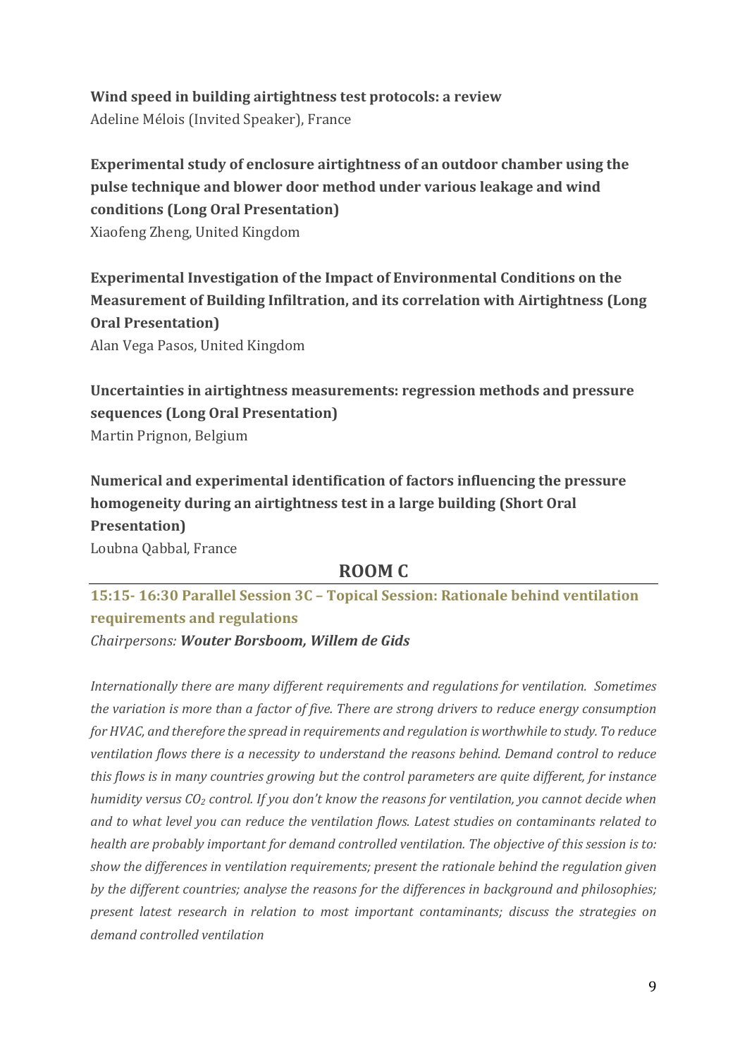**Wind speed in building airtightness test protocols: a review**
Adeline Mélois (Invited Speaker), France

**Experimental study of enclosure airtightness of an outdoor chamber using the pulse technique and blower door method under various leakage and wind conditions (Long Oral Presentation)**
Xiaofeng Zheng, United Kingdom

**Experimental Investigation of the Impact of Environmental Conditions on the Measurement of Building Infiltration, and its correlation with Airtightness (Long Oral Presentation)**
Alan Vega Pasos, United Kingdom

**Uncertainties in airtightness measurements: regression methods and pressure sequences (Long Oral Presentation)**
Martin Prignon, Belgium

**Numerical and experimental identification of factors influencing the pressure homogeneity during an airtightness test in a large building (Short Oral Presentation)**
Loubna Qabbal, France

## ROOM C

### 15:15- 16:30 Parallel Session 3C – Topical Session: Rationale behind ventilation requirements and regulations

*Chairpersons:* ***Wouter Borsboom, Willem de Gids***

*Internationally there are many different requirements and regulations for ventilation. Sometimes the variation is more than a factor of five. There are strong drivers to reduce energy consumption for HVAC, and therefore the spread in requirements and regulation is worthwhile to study. To reduce ventilation flows there is a necessity to understand the reasons behind. Demand control to reduce this flows is in many countries growing but the control parameters are quite different, for instance humidity versus $CO_2$ control. If you don't know the reasons for ventilation, you cannot decide when and to what level you can reduce the ventilation flows. Latest studies on contaminants related to health are probably important for demand controlled ventilation. The objective of this session is to: show the differences in ventilation requirements; present the rationale behind the regulation given by the different countries; analyse the reasons for the differences in background and philosophies; present latest research in relation to most important contaminants; discuss the strategies on demand controlled ventilation*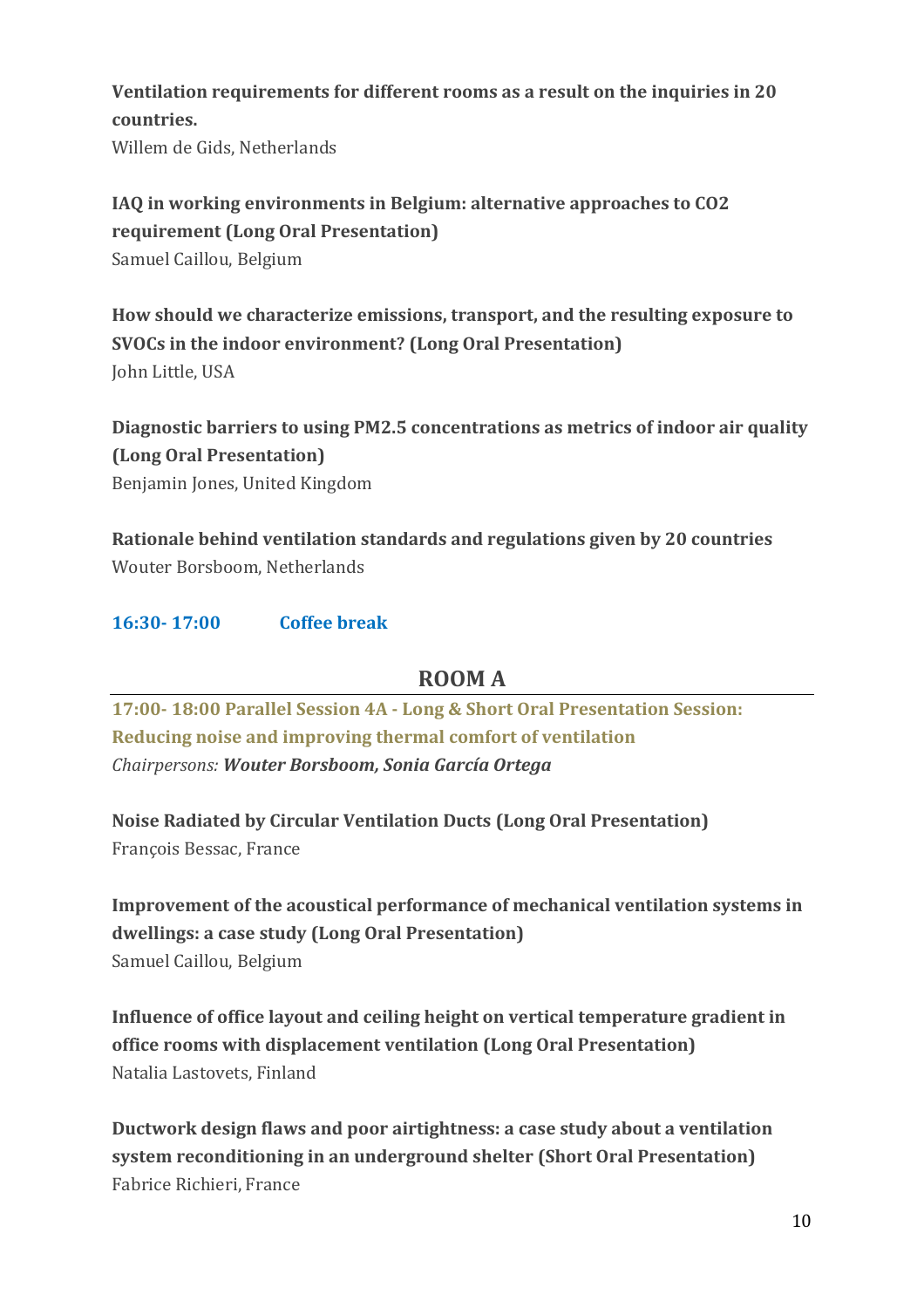**Ventilation requirements for different rooms as a result on the inquiries in 20 countries.**
Willem de Gids, Netherlands

**IAQ in working environments in Belgium: alternative approaches to CO2 requirement (Long Oral Presentation)**
Samuel Caillou, Belgium

**How should we characterize emissions, transport, and the resulting exposure to SVOCs in the indoor environment? (Long Oral Presentation)**
John Little, USA

**Diagnostic barriers to using PM2.5 concentrations as metrics of indoor air quality (Long Oral Presentation)**
Benjamin Jones, United Kingdom

**Rationale behind ventilation standards and regulations given by 20 countries**
Wouter Borsboom, Netherlands

**16:30- 17:00 Coffee break**

## ROOM A

**17:00- 18:00 Parallel Session 4A - Long & Short Oral Presentation Session: Reducing noise and improving thermal comfort of ventilation**
*Chairpersons:* ***Wouter Borsboom, Sonia García Ortega***

**Noise Radiated by Circular Ventilation Ducts (Long Oral Presentation)**
François Bessac, France

**Improvement of the acoustical performance of mechanical ventilation systems in dwellings: a case study (Long Oral Presentation)**
Samuel Caillou, Belgium

**Influence of office layout and ceiling height on vertical temperature gradient in office rooms with displacement ventilation (Long Oral Presentation)**
Natalia Lastovets, Finland

**Ductwork design flaws and poor airtightness: a case study about a ventilation system reconditioning in an underground shelter (Short Oral Presentation)**
Fabrice Richieri, France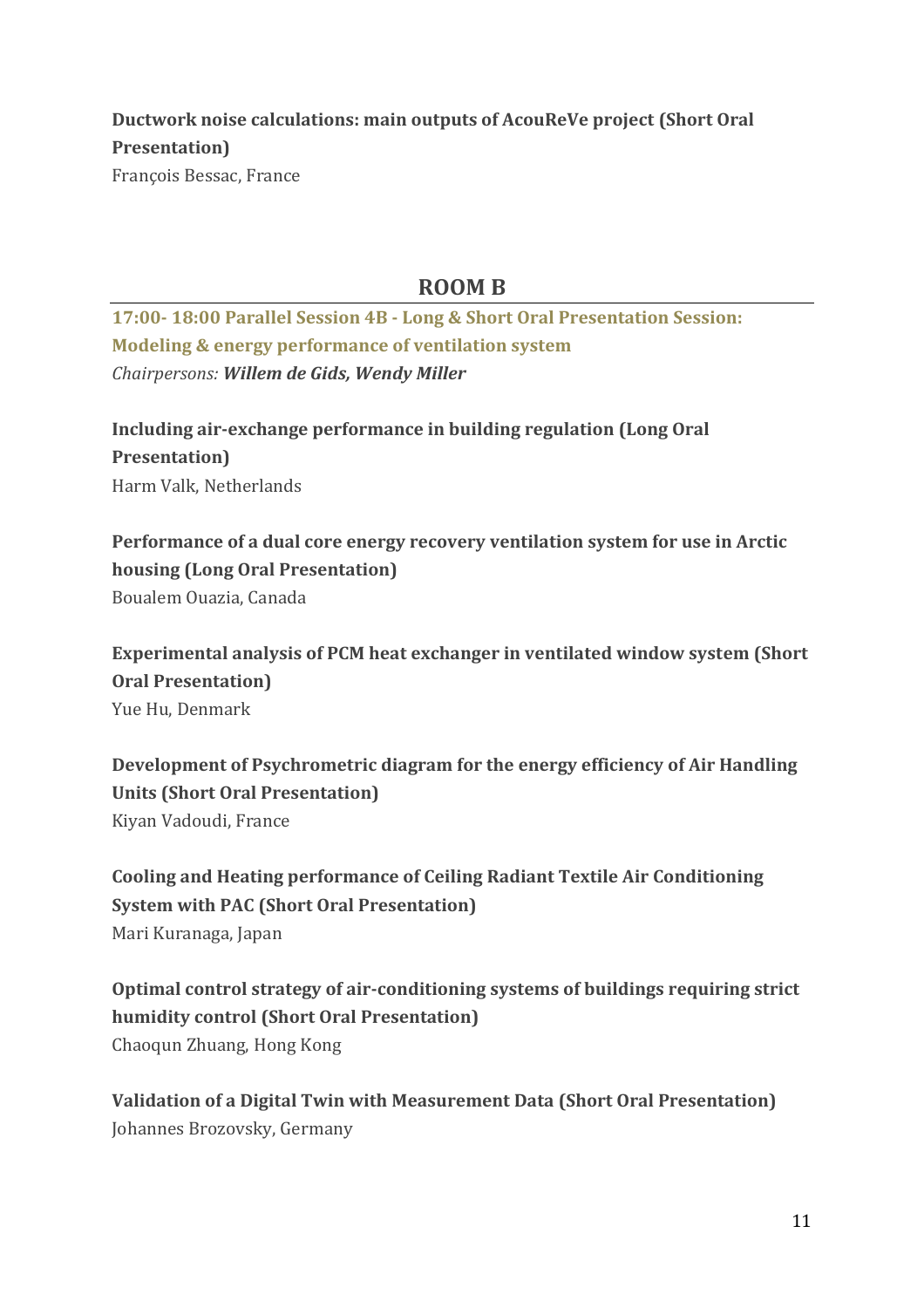**Ductwork noise calculations: main outputs of AcouReVe project (Short Oral Presentation)**
François Bessac, France

## ROOM B

**17:00- 18:00 Parallel Session 4B - Long & Short Oral Presentation Session: Modeling & energy performance of ventilation system**
*Chairpersons:* ***Willem de Gids, Wendy Miller***

**Including air-exchange performance in building regulation (Long Oral Presentation)**
Harm Valk, Netherlands

**Performance of a dual core energy recovery ventilation system for use in Arctic housing (Long Oral Presentation)**
Boualem Ouazia, Canada

**Experimental analysis of PCM heat exchanger in ventilated window system (Short Oral Presentation)**
Yue Hu, Denmark

**Development of Psychrometric diagram for the energy efficiency of Air Handling Units (Short Oral Presentation)**
Kiyan Vadoudi, France

**Cooling and Heating performance of Ceiling Radiant Textile Air Conditioning System with PAC (Short Oral Presentation)**
Mari Kuranaga, Japan

**Optimal control strategy of air-conditioning systems of buildings requiring strict humidity control (Short Oral Presentation)**
Chaoqun Zhuang, Hong Kong

**Validation of a Digital Twin with Measurement Data (Short Oral Presentation)**
Johannes Brozovsky, Germany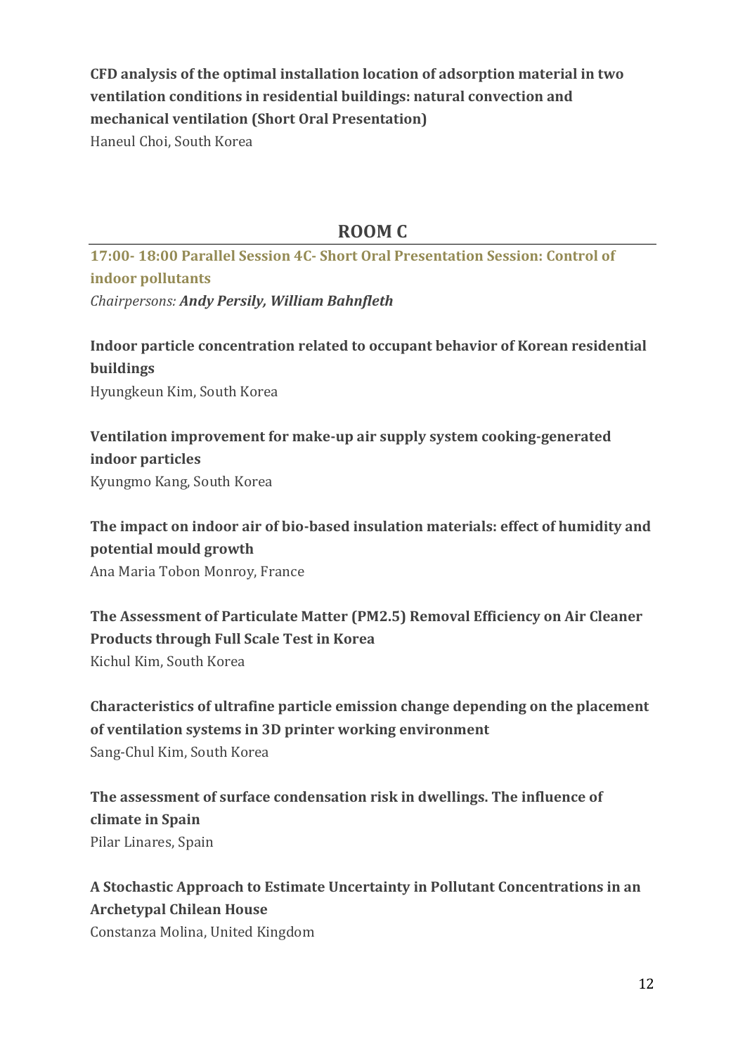**CFD analysis of the optimal installation location of adsorption material in two ventilation conditions in residential buildings: natural convection and mechanical ventilation (Short Oral Presentation)**
Haneul Choi, South Korea

## ROOM C

### 17:00- 18:00 Parallel Session 4C- Short Oral Presentation Session: Control of indoor pollutants

*Chairpersons:* ***Andy Persily, William Bahnfleth***

**Indoor particle concentration related to occupant behavior of Korean residential buildings**
Hyungkeun Kim, South Korea

**Ventilation improvement for make-up air supply system cooking-generated indoor particles**
Kyungmo Kang, South Korea

**The impact on indoor air of bio-based insulation materials: effect of humidity and potential mould growth**
Ana Maria Tobon Monroy, France

**The Assessment of Particulate Matter (PM2.5) Removal Efficiency on Air Cleaner Products through Full Scale Test in Korea**
Kichul Kim, South Korea

**Characteristics of ultrafine particle emission change depending on the placement of ventilation systems in 3D printer working environment**
Sang-Chul Kim, South Korea

**The assessment of surface condensation risk in dwellings. The influence of climate in Spain**
Pilar Linares, Spain

**A Stochastic Approach to Estimate Uncertainty in Pollutant Concentrations in an Archetypal Chilean House**
Constanza Molina, United Kingdom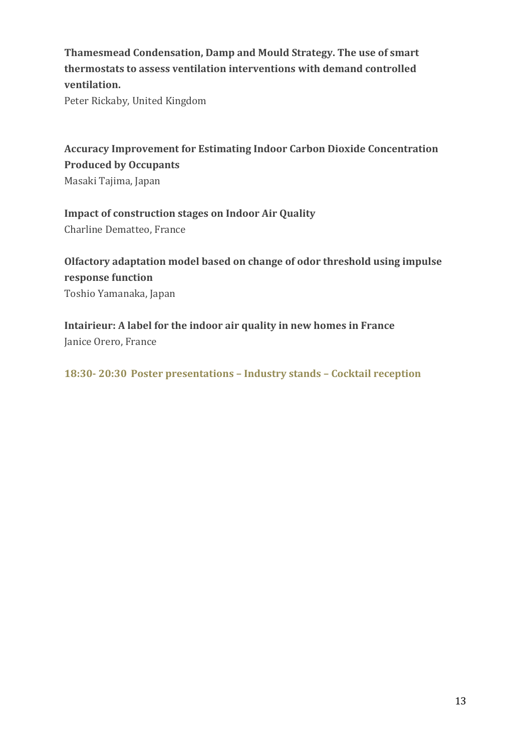**Thamesmead Condensation, Damp and Mould Strategy. The use of smart thermostats to assess ventilation interventions with demand controlled ventilation.**
Peter Rickaby, United Kingdom

**Accuracy Improvement for Estimating Indoor Carbon Dioxide Concentration Produced by Occupants**
Masaki Tajima, Japan

**Impact of construction stages on Indoor Air Quality**
Charline Dematteo, France

**Olfactory adaptation model based on change of odor threshold using impulse response function**
Toshio Yamanaka, Japan

**Intairieur: A label for the indoor air quality in new homes in France**
Janice Orero, France

**18:30- 20:30 Poster presentations – Industry stands – Cocktail reception**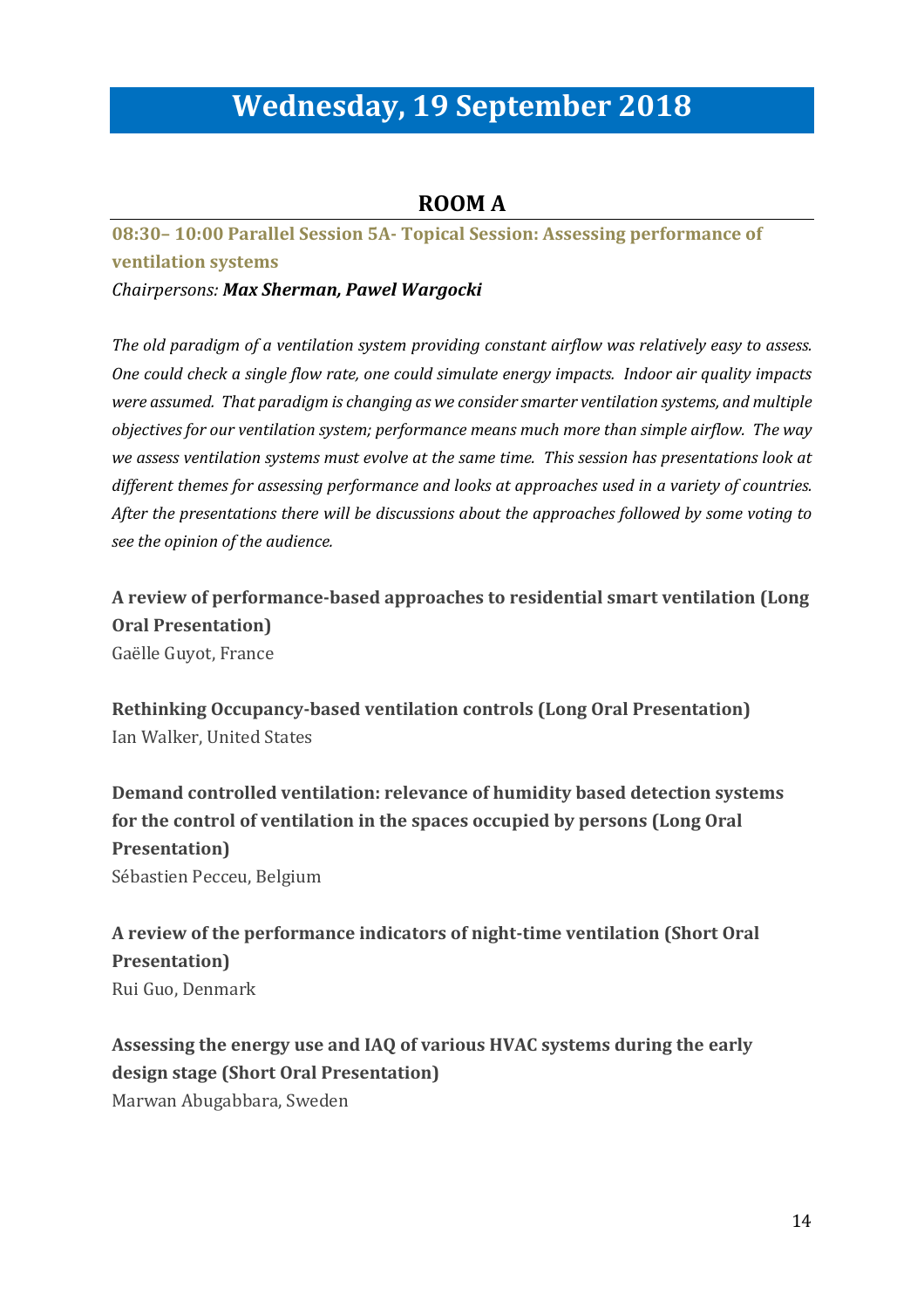# Wednesday, 19 September 2018

## ROOM A

### 08:30– 10:00 Parallel Session 5A- Topical Session: Assessing performance of ventilation systems

*Chairpersons: **Max Sherman, Pawel Wargocki***

*The old paradigm of a ventilation system providing constant airflow was relatively easy to assess. One could check a single flow rate, one could simulate energy impacts. Indoor air quality impacts were assumed. That paradigm is changing as we consider smarter ventilation systems, and multiple objectives for our ventilation system; performance means much more than simple airflow. The way we assess ventilation systems must evolve at the same time. This session has presentations look at different themes for assessing performance and looks at approaches used in a variety of countries. After the presentations there will be discussions about the approaches followed by some voting to see the opinion of the audience.*

**A review of performance-based approaches to residential smart ventilation (Long Oral Presentation)**
Gaëlle Guyot, France

**Rethinking Occupancy-based ventilation controls (Long Oral Presentation)**
Ian Walker, United States

**Demand controlled ventilation: relevance of humidity based detection systems for the control of ventilation in the spaces occupied by persons (Long Oral Presentation)**
Sébastien Pecceu, Belgium

**A review of the performance indicators of night-time ventilation (Short Oral Presentation)**
Rui Guo, Denmark

**Assessing the energy use and IAQ of various HVAC systems during the early design stage (Short Oral Presentation)**
Marwan Abugabbara, Sweden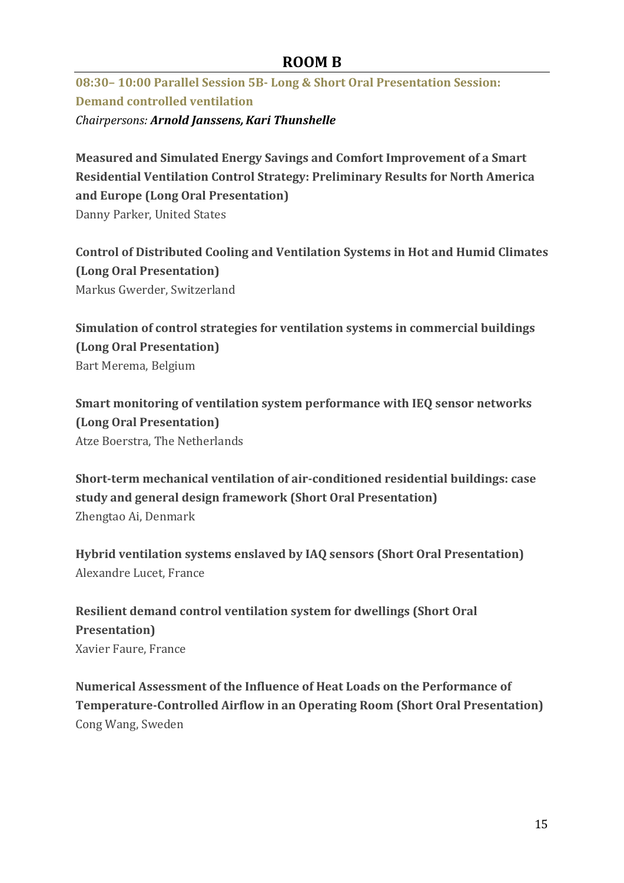# ROOM B

## 08:30– 10:00 Parallel Session 5B- Long & Short Oral Presentation Session: Demand controlled ventilation

*Chairpersons: **Arnold Janssens, Kari Thunshelle***

**Measured and Simulated Energy Savings and Comfort Improvement of a Smart Residential Ventilation Control Strategy: Preliminary Results for North America and Europe (Long Oral Presentation)**
Danny Parker, United States

**Control of Distributed Cooling and Ventilation Systems in Hot and Humid Climates (Long Oral Presentation)**
Markus Gwerder, Switzerland

**Simulation of control strategies for ventilation systems in commercial buildings (Long Oral Presentation)**
Bart Merema, Belgium

**Smart monitoring of ventilation system performance with IEQ sensor networks (Long Oral Presentation)**
Atze Boerstra, The Netherlands

**Short-term mechanical ventilation of air-conditioned residential buildings: case study and general design framework (Short Oral Presentation)**
Zhengtao Ai, Denmark

**Hybrid ventilation systems enslaved by IAQ sensors (Short Oral Presentation)**
Alexandre Lucet, France

**Resilient demand control ventilation system for dwellings (Short Oral Presentation)**
Xavier Faure, France

**Numerical Assessment of the Influence of Heat Loads on the Performance of Temperature-Controlled Airflow in an Operating Room (Short Oral Presentation)**
Cong Wang, Sweden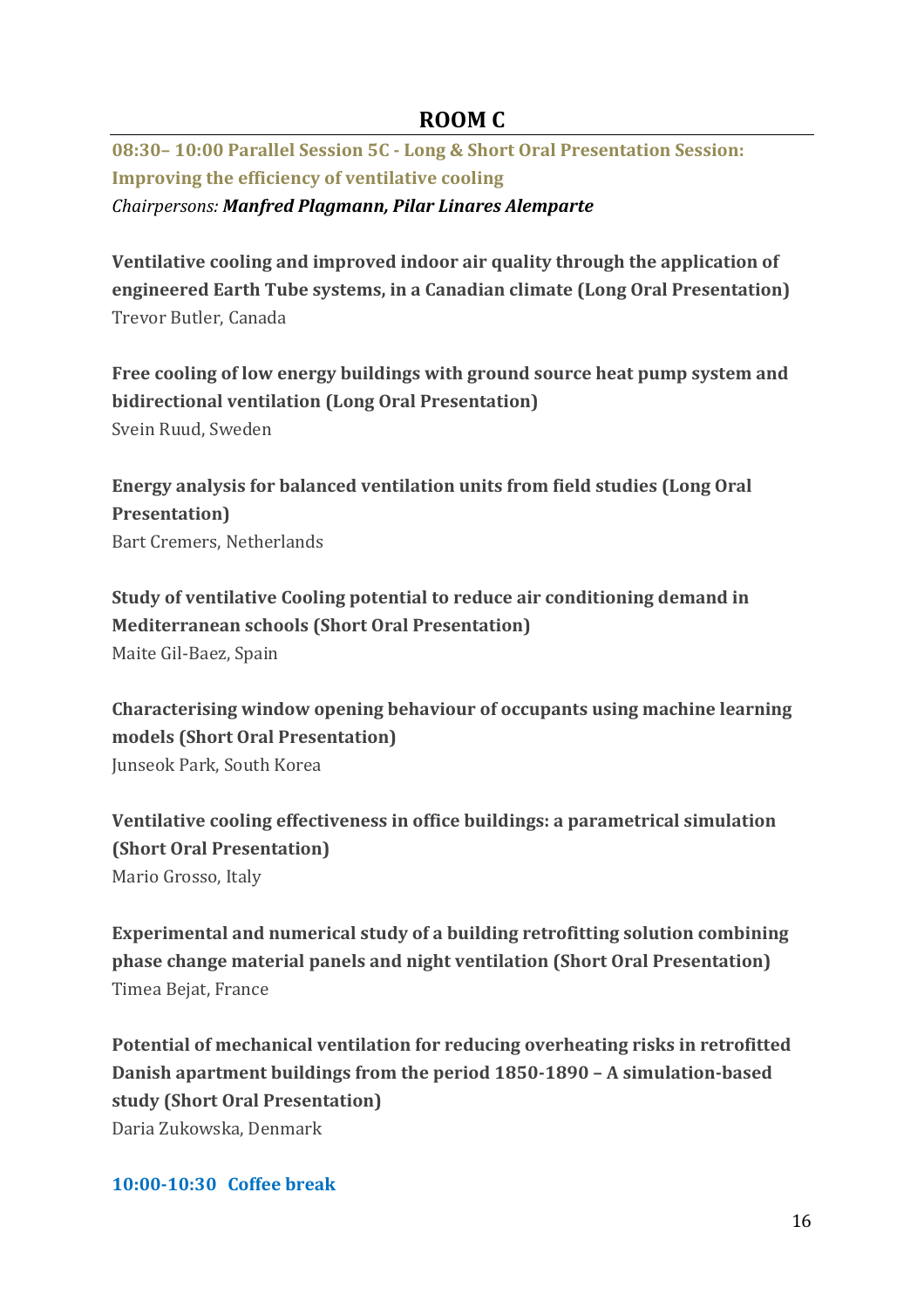## ROOM C

**08:30– 10:00 Parallel Session 5C - Long & Short Oral Presentation Session: Improving the efficiency of ventilative cooling**

*Chairpersons: **Manfred Plagmann, Pilar Linares Alemparte***

**Ventilative cooling and improved indoor air quality through the application of engineered Earth Tube systems, in a Canadian climate (Long Oral Presentation)**
Trevor Butler, Canada

**Free cooling of low energy buildings with ground source heat pump system and bidirectional ventilation (Long Oral Presentation)**
Svein Ruud, Sweden

**Energy analysis for balanced ventilation units from field studies (Long Oral Presentation)**
Bart Cremers, Netherlands

**Study of ventilative Cooling potential to reduce air conditioning demand in Mediterranean schools (Short Oral Presentation)**
Maite Gil-Baez, Spain

**Characterising window opening behaviour of occupants using machine learning models (Short Oral Presentation)**
Junseok Park, South Korea

**Ventilative cooling effectiveness in office buildings: a parametrical simulation (Short Oral Presentation)**
Mario Grosso, Italy

**Experimental and numerical study of a building retrofitting solution combining phase change material panels and night ventilation (Short Oral Presentation)**
Timea Bejat, France

**Potential of mechanical ventilation for reducing overheating risks in retrofitted Danish apartment buildings from the period 1850-1890 – A simulation-based study (Short Oral Presentation)**
Daria Zukowska, Denmark

**10:00-10:30 Coffee break**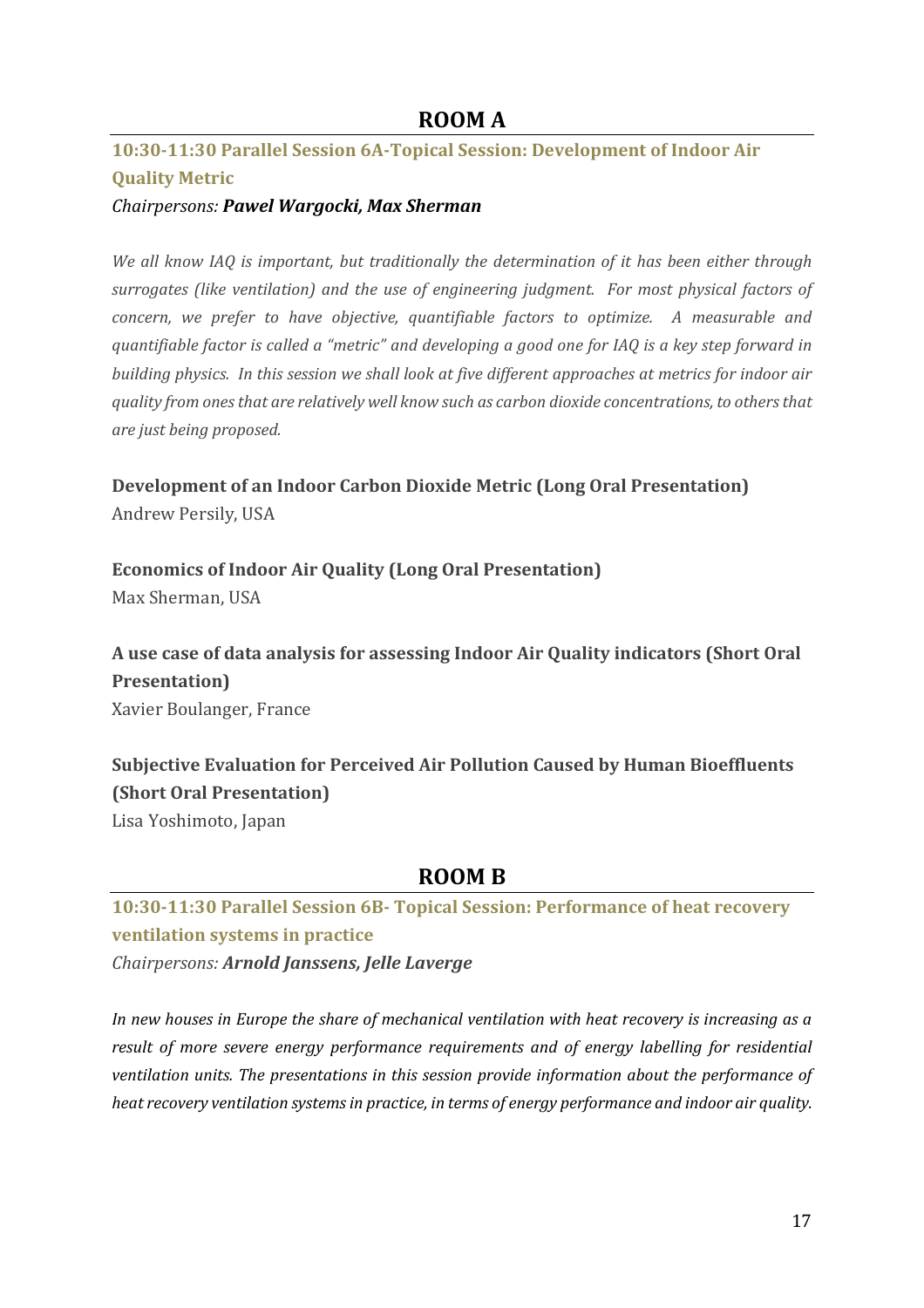## ROOM A

### 10:30-11:30 Parallel Session 6A-Topical Session: Development of Indoor Air Quality Metric

*Chairpersons: **Pawel Wargocki, Max Sherman***

*We all know IAQ is important, but traditionally the determination of it has been either through surrogates (like ventilation) and the use of engineering judgment. For most physical factors of concern, we prefer to have objective, quantifiable factors to optimize. A measurable and quantifiable factor is called a "metric" and developing a good one for IAQ is a key step forward in building physics. In this session we shall look at five different approaches at metrics for indoor air quality from ones that are relatively well know such as carbon dioxide concentrations, to others that are just being proposed.*

**Development of an Indoor Carbon Dioxide Metric (Long Oral Presentation)**
Andrew Persily, USA

**Economics of Indoor Air Quality (Long Oral Presentation)**
Max Sherman, USA

**A use case of data analysis for assessing Indoor Air Quality indicators (Short Oral Presentation)**
Xavier Boulanger, France

**Subjective Evaluation for Perceived Air Pollution Caused by Human Bioeffluents (Short Oral Presentation)**
Lisa Yoshimoto, Japan

## ROOM B

### 10:30-11:30 Parallel Session 6B- Topical Session: Performance of heat recovery ventilation systems in practice

*Chairpersons: **Arnold Janssens, Jelle Laverge***

*In new houses in Europe the share of mechanical ventilation with heat recovery is increasing as a result of more severe energy performance requirements and of energy labelling for residential ventilation units. The presentations in this session provide information about the performance of heat recovery ventilation systems in practice, in terms of energy performance and indoor air quality.*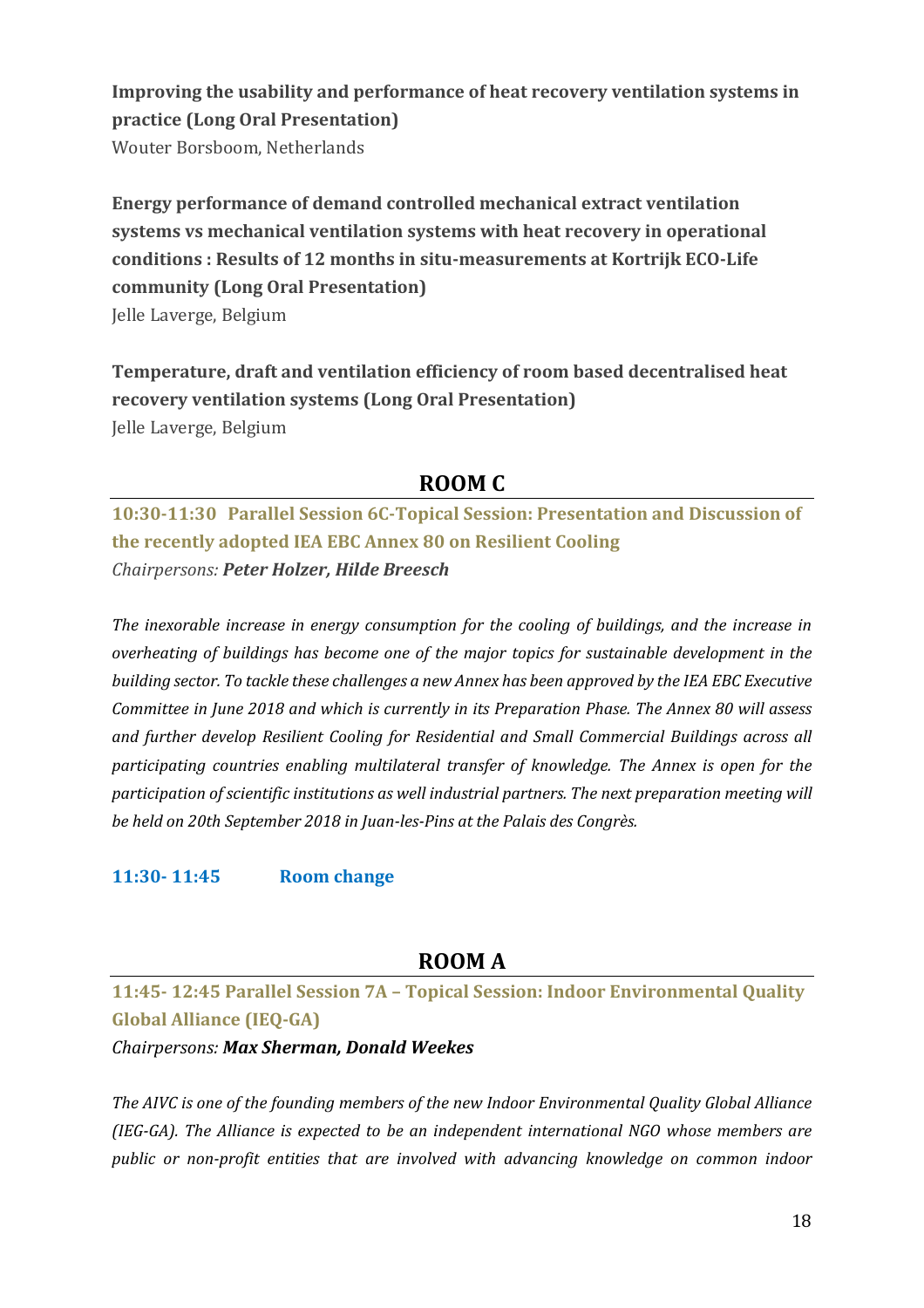**Improving the usability and performance of heat recovery ventilation systems in practice (Long Oral Presentation)**
Wouter Borsboom, Netherlands

**Energy performance of demand controlled mechanical extract ventilation systems vs mechanical ventilation systems with heat recovery in operational conditions : Results of 12 months in situ-measurements at Kortrijk ECO-Life community (Long Oral Presentation)**
Jelle Laverge, Belgium

**Temperature, draft and ventilation efficiency of room based decentralised heat recovery ventilation systems (Long Oral Presentation)**
Jelle Laverge, Belgium

## ROOM C

### 10:30-11:30 Parallel Session 6C-Topical Session: Presentation and Discussion of the recently adopted IEA EBC Annex 80 on Resilient Cooling

*Chairpersons:* ***Peter Holzer, Hilde Breesch***

*The inexorable increase in energy consumption for the cooling of buildings, and the increase in overheating of buildings has become one of the major topics for sustainable development in the building sector. To tackle these challenges a new Annex has been approved by the IEA EBC Executive Committee in June 2018 and which is currently in its Preparation Phase. The Annex 80 will assess and further develop Resilient Cooling for Residential and Small Commercial Buildings across all participating countries enabling multilateral transfer of knowledge. The Annex is open for the participation of scientific institutions as well industrial partners. The next preparation meeting will be held on 20th September 2018 in Juan-les-Pins at the Palais des Congrès.*

**11:30- 11:45 Room change**

## ROOM A

### 11:45- 12:45 Parallel Session 7A – Topical Session: Indoor Environmental Quality Global Alliance (IEQ-GA)

*Chairpersons:* ***Max Sherman, Donald Weekes***

*The AIVC is one of the founding members of the new Indoor Environmental Quality Global Alliance (IEG-GA). The Alliance is expected to be an independent international NGO whose members are public or non-profit entities that are involved with advancing knowledge on common indoor*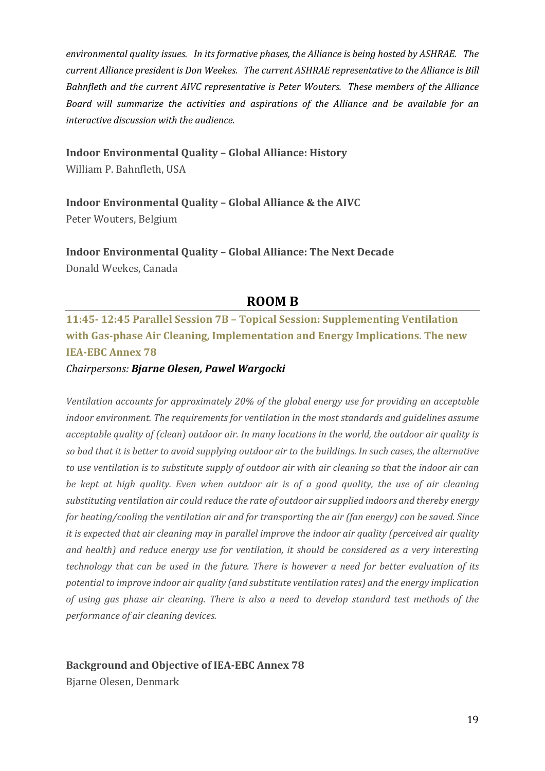*environmental quality issues. In its formative phases, the Alliance is being hosted by ASHRAE. The current Alliance president is Don Weekes. The current ASHRAE representative to the Alliance is Bill Bahnfleth and the current AIVC representative is Peter Wouters. These members of the Alliance Board will summarize the activities and aspirations of the Alliance and be available for an interactive discussion with the audience.*

**Indoor Environmental Quality – Global Alliance: History**
William P. Bahnfleth, USA

**Indoor Environmental Quality – Global Alliance & the AIVC**
Peter Wouters, Belgium

**Indoor Environmental Quality – Global Alliance: The Next Decade**
Donald Weekes, Canada

## ROOM B

### 11:45- 12:45 Parallel Session 7B – Topical Session: Supplementing Ventilation with Gas-phase Air Cleaning, Implementation and Energy Implications. The new IEA-EBC Annex 78

*Chairpersons: **Bjarne Olesen, Pawel Wargocki***

*Ventilation accounts for approximately 20% of the global energy use for providing an acceptable indoor environment. The requirements for ventilation in the most standards and guidelines assume acceptable quality of (clean) outdoor air. In many locations in the world, the outdoor air quality is so bad that it is better to avoid supplying outdoor air to the buildings. In such cases, the alternative to use ventilation is to substitute supply of outdoor air with air cleaning so that the indoor air can be kept at high quality. Even when outdoor air is of a good quality, the use of air cleaning substituting ventilation air could reduce the rate of outdoor air supplied indoors and thereby energy for heating/cooling the ventilation air and for transporting the air (fan energy) can be saved. Since it is expected that air cleaning may in parallel improve the indoor air quality (perceived air quality and health) and reduce energy use for ventilation, it should be considered as a very interesting technology that can be used in the future. There is however a need for better evaluation of its potential to improve indoor air quality (and substitute ventilation rates) and the energy implication of using gas phase air cleaning. There is also a need to develop standard test methods of the performance of air cleaning devices.*

**Background and Objective of IEA-EBC Annex 78**
Bjarne Olesen, Denmark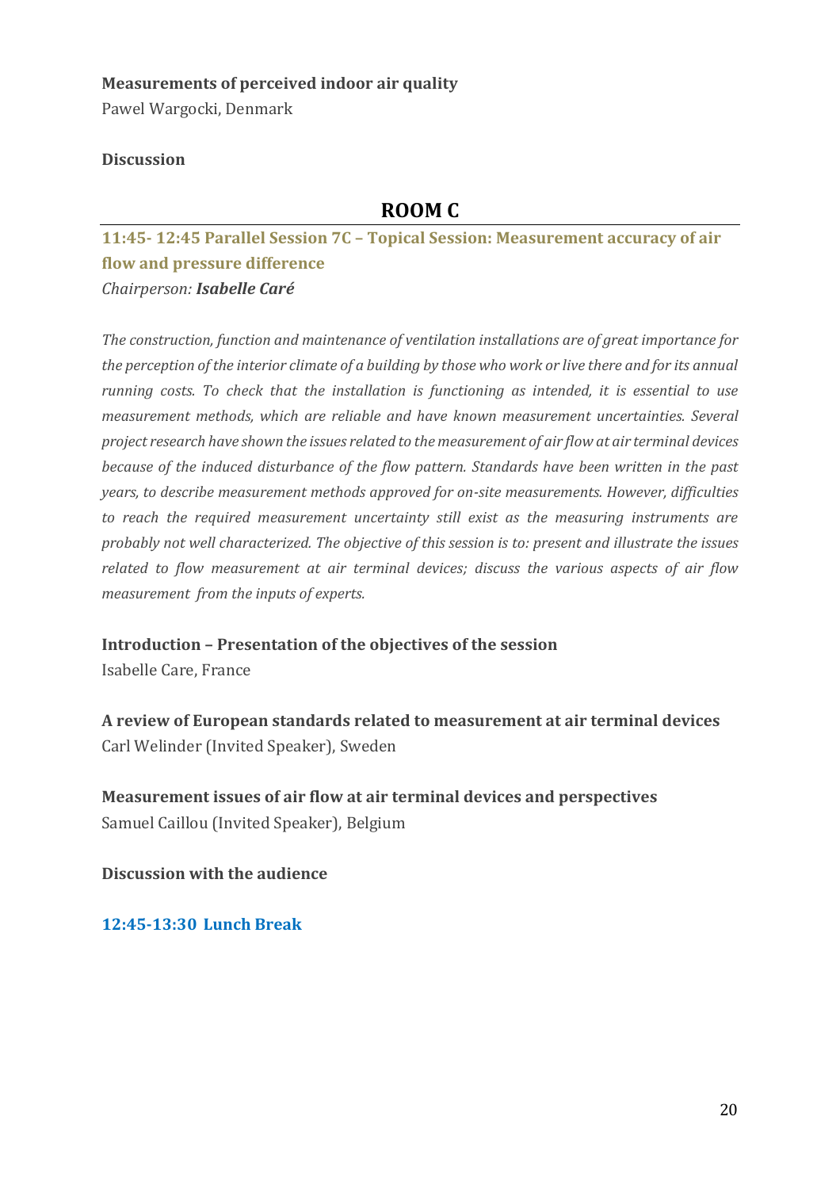**Measurements of perceived indoor air quality**
Pawel Wargocki, Denmark

**Discussion**

## ROOM C

### 11:45- 12:45 Parallel Session 7C – Topical Session: Measurement accuracy of air flow and pressure difference

*Chairperson: **Isabelle Caré***

*The construction, function and maintenance of ventilation installations are of great importance for the perception of the interior climate of a building by those who work or live there and for its annual running costs. To check that the installation is functioning as intended, it is essential to use measurement methods, which are reliable and have known measurement uncertainties. Several project research have shown the issues related to the measurement of air flow at air terminal devices because of the induced disturbance of the flow pattern. Standards have been written in the past years, to describe measurement methods approved for on-site measurements. However, difficulties to reach the required measurement uncertainty still exist as the measuring instruments are probably not well characterized. The objective of this session is to: present and illustrate the issues related to flow measurement at air terminal devices; discuss the various aspects of air flow measurement from the inputs of experts.*

**Introduction – Presentation of the objectives of the session**
Isabelle Care, France

**A review of European standards related to measurement at air terminal devices**
Carl Welinder (Invited Speaker), Sweden

**Measurement issues of air flow at air terminal devices and perspectives**
Samuel Caillou (Invited Speaker), Belgium

**Discussion with the audience**

**12:45-13:30 Lunch Break**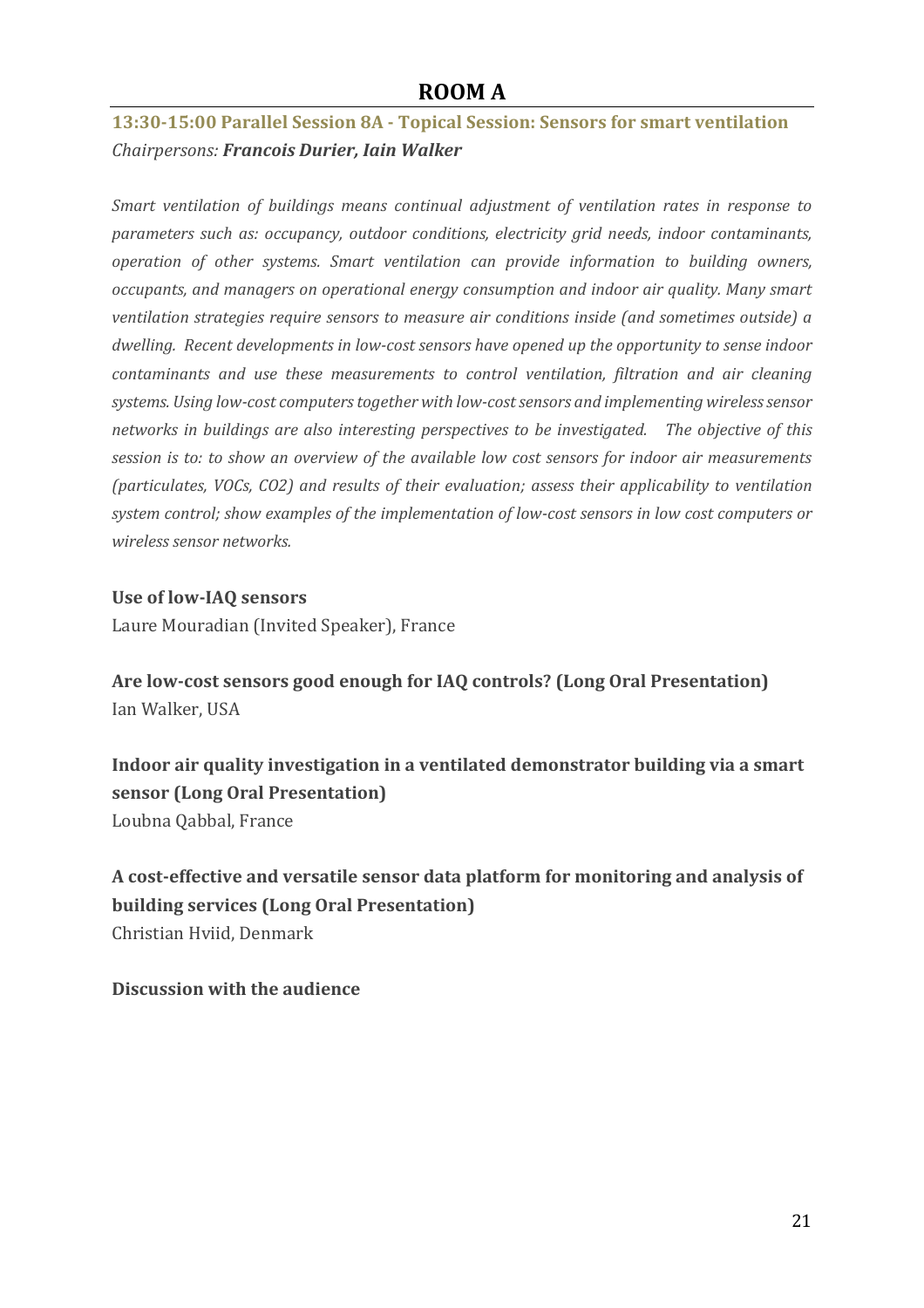# ROOM A

## 13:30-15:00 Parallel Session 8A - Topical Session: Sensors for smart ventilation

*Chairpersons: **Francois Durier, Iain Walker***

*Smart ventilation of buildings means continual adjustment of ventilation rates in response to parameters such as: occupancy, outdoor conditions, electricity grid needs, indoor contaminants, operation of other systems. Smart ventilation can provide information to building owners, occupants, and managers on operational energy consumption and indoor air quality. Many smart ventilation strategies require sensors to measure air conditions inside (and sometimes outside) a dwelling. Recent developments in low-cost sensors have opened up the opportunity to sense indoor contaminants and use these measurements to control ventilation, filtration and air cleaning systems. Using low-cost computers together with low-cost sensors and implementing wireless sensor networks in buildings are also interesting perspectives to be investigated. The objective of this session is to: to show an overview of the available low cost sensors for indoor air measurements (particulates, VOCs, CO2) and results of their evaluation; assess their applicability to ventilation system control; show examples of the implementation of low-cost sensors in low cost computers or wireless sensor networks.*

**Use of low-IAQ sensors**
Laure Mouradian (Invited Speaker), France

**Are low-cost sensors good enough for IAQ controls? (Long Oral Presentation)**
Ian Walker, USA

**Indoor air quality investigation in a ventilated demonstrator building via a smart sensor (Long Oral Presentation)**
Loubna Qabbal, France

**A cost-effective and versatile sensor data platform for monitoring and analysis of building services (Long Oral Presentation)**
Christian Hviid, Denmark

**Discussion with the audience**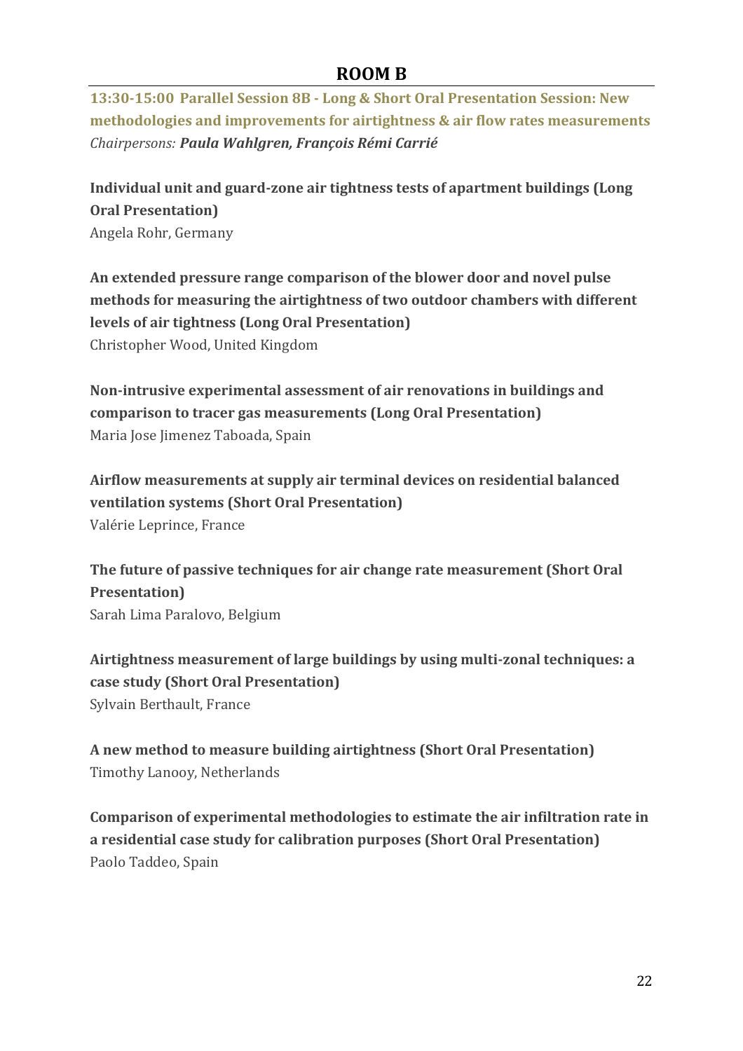## ROOM B

**13:30-15:00 Parallel Session 8B - Long & Short Oral Presentation Session: New methodologies and improvements for airtightness & air flow rates measurements**
*Chairpersons:* ***Paula Wahlgren, François Rémi Carrié***

**Individual unit and guard-zone air tightness tests of apartment buildings (Long Oral Presentation)**
Angela Rohr, Germany

**An extended pressure range comparison of the blower door and novel pulse methods for measuring the airtightness of two outdoor chambers with different levels of air tightness (Long Oral Presentation)**
Christopher Wood, United Kingdom

**Non-intrusive experimental assessment of air renovations in buildings and comparison to tracer gas measurements (Long Oral Presentation)**
Maria Jose Jimenez Taboada, Spain

**Airflow measurements at supply air terminal devices on residential balanced ventilation systems (Short Oral Presentation)**
Valérie Leprince, France

**The future of passive techniques for air change rate measurement (Short Oral Presentation)**
Sarah Lima Paralovo, Belgium

**Airtightness measurement of large buildings by using multi-zonal techniques: a case study (Short Oral Presentation)**
Sylvain Berthault, France

**A new method to measure building airtightness (Short Oral Presentation)**
Timothy Lanooy, Netherlands

**Comparison of experimental methodologies to estimate the air infiltration rate in a residential case study for calibration purposes (Short Oral Presentation)**
Paolo Taddeo, Spain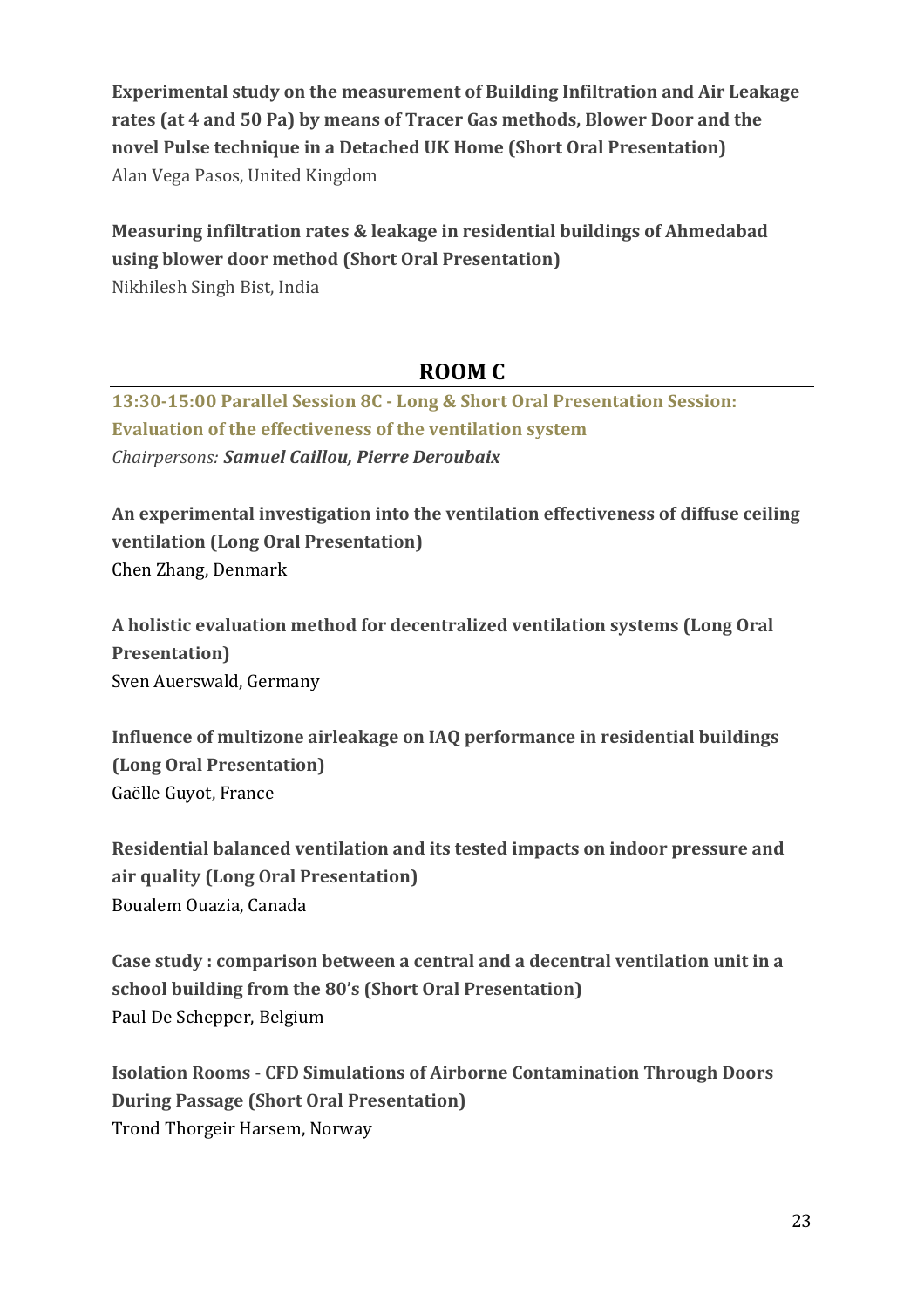**Experimental study on the measurement of Building Infiltration and Air Leakage rates (at 4 and 50 Pa) by means of Tracer Gas methods, Blower Door and the novel Pulse technique in a Detached UK Home (Short Oral Presentation)**
Alan Vega Pasos, United Kingdom

**Measuring infiltration rates & leakage in residential buildings of Ahmedabad using blower door method (Short Oral Presentation)**
Nikhilesh Singh Bist, India

## ROOM C

**13:30-15:00 Parallel Session 8C - Long & Short Oral Presentation Session: Evaluation of the effectiveness of the ventilation system**
*Chairpersons: **Samuel Caillou, Pierre Deroubaix***

**An experimental investigation into the ventilation effectiveness of diffuse ceiling ventilation (Long Oral Presentation)**
Chen Zhang, Denmark

**A holistic evaluation method for decentralized ventilation systems (Long Oral Presentation)**
Sven Auerswald, Germany

**Influence of multizone airleakage on IAQ performance in residential buildings (Long Oral Presentation)**
Gaëlle Guyot, France

**Residential balanced ventilation and its tested impacts on indoor pressure and air quality (Long Oral Presentation)**
Boualem Ouazia, Canada

**Case study : comparison between a central and a decentral ventilation unit in a school building from the 80's (Short Oral Presentation)**
Paul De Schepper, Belgium

**Isolation Rooms - CFD Simulations of Airborne Contamination Through Doors During Passage (Short Oral Presentation)**
Trond Thorgeir Harsem, Norway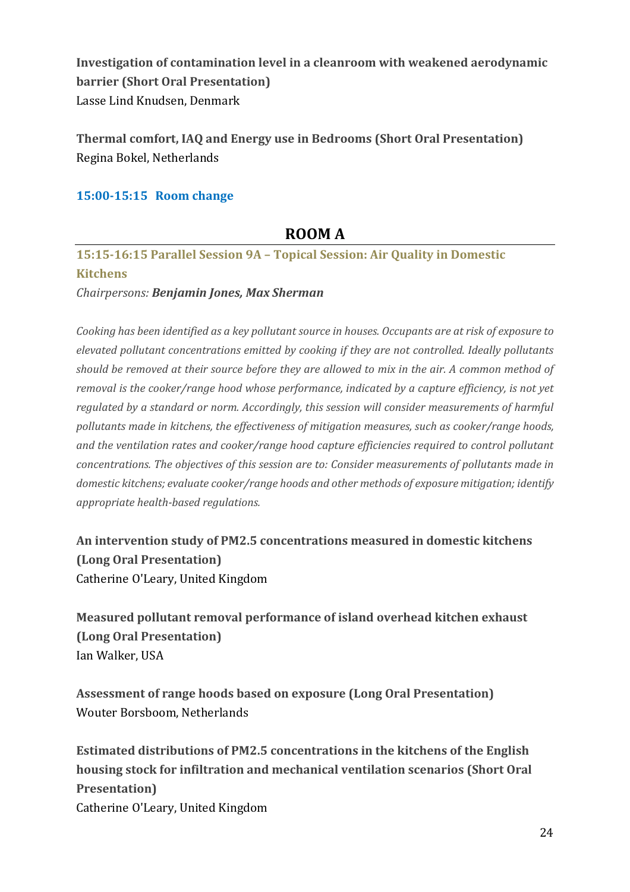**Investigation of contamination level in a cleanroom with weakened aerodynamic barrier (Short Oral Presentation)**
Lasse Lind Knudsen, Denmark

**Thermal comfort, IAQ and Energy use in Bedrooms (Short Oral Presentation)**
Regina Bokel, Netherlands

**15:00-15:15 Room change**

## ROOM A

### 15:15-16:15 Parallel Session 9A – Topical Session: Air Quality in Domestic Kitchens

*Chairpersons: **Benjamin Jones, Max Sherman***

*Cooking has been identified as a key pollutant source in houses. Occupants are at risk of exposure to elevated pollutant concentrations emitted by cooking if they are not controlled. Ideally pollutants should be removed at their source before they are allowed to mix in the air. A common method of removal is the cooker/range hood whose performance, indicated by a capture efficiency, is not yet regulated by a standard or norm. Accordingly, this session will consider measurements of harmful pollutants made in kitchens, the effectiveness of mitigation measures, such as cooker/range hoods, and the ventilation rates and cooker/range hood capture efficiencies required to control pollutant concentrations. The objectives of this session are to: Consider measurements of pollutants made in domestic kitchens; evaluate cooker/range hoods and other methods of exposure mitigation; identify appropriate health-based regulations.*

**An intervention study of PM2.5 concentrations measured in domestic kitchens (Long Oral Presentation)**
Catherine O'Leary, United Kingdom

**Measured pollutant removal performance of island overhead kitchen exhaust (Long Oral Presentation)**
Ian Walker, USA

**Assessment of range hoods based on exposure (Long Oral Presentation)**
Wouter Borsboom, Netherlands

**Estimated distributions of PM2.5 concentrations in the kitchens of the English housing stock for infiltration and mechanical ventilation scenarios (Short Oral Presentation)**
Catherine O'Leary, United Kingdom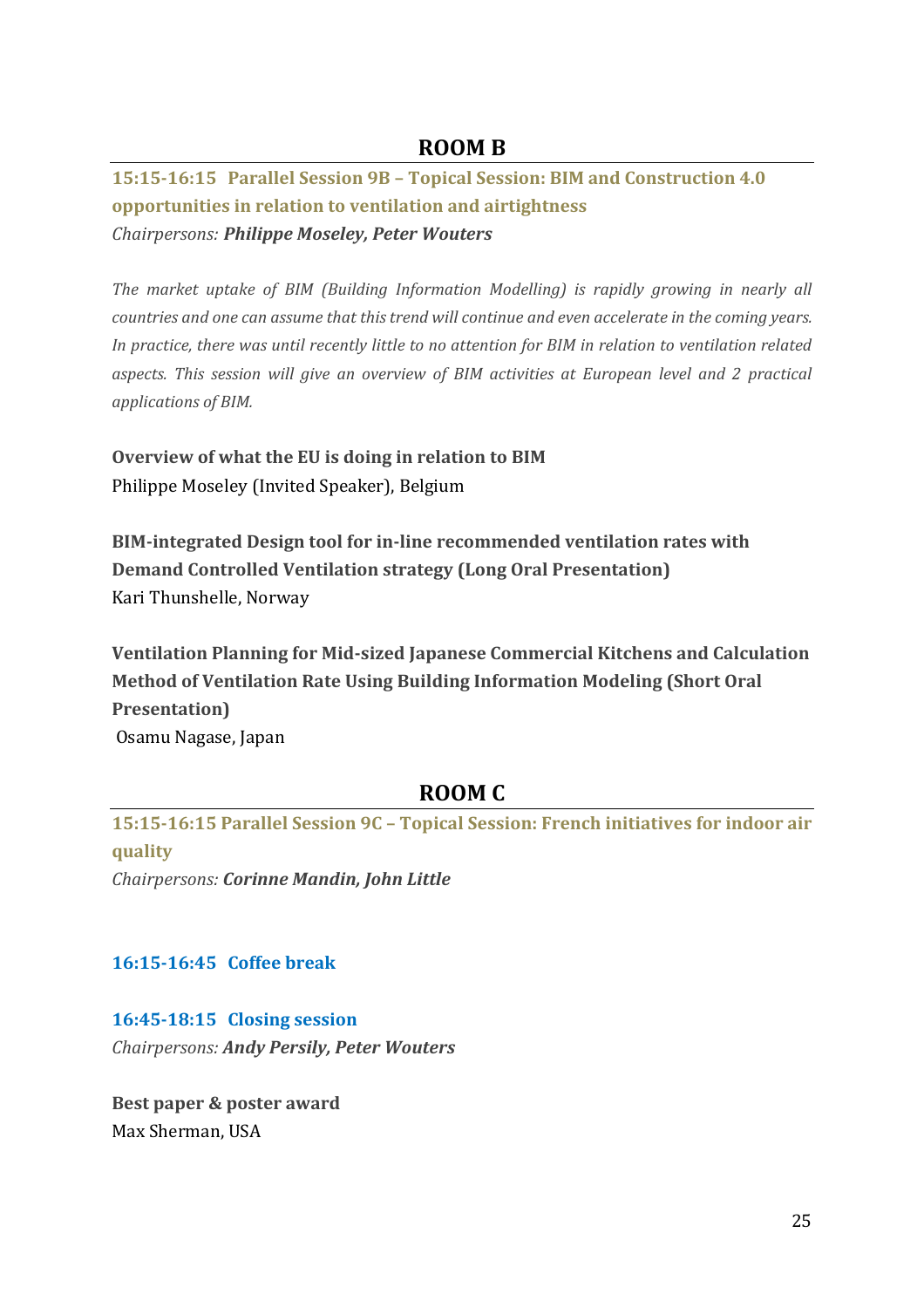## ROOM B

### 15:15-16:15 Parallel Session 9B – Topical Session: BIM and Construction 4.0 opportunities in relation to ventilation and airtightness

*Chairpersons:* ***Philippe Moseley, Peter Wouters***

*The market uptake of BIM (Building Information Modelling) is rapidly growing in nearly all countries and one can assume that this trend will continue and even accelerate in the coming years. In practice, there was until recently little to no attention for BIM in relation to ventilation related aspects. This session will give an overview of BIM activities at European level and 2 practical applications of BIM.*

**Overview of what the EU is doing in relation to BIM**
Philippe Moseley (Invited Speaker), Belgium

**BIM-integrated Design tool for in-line recommended ventilation rates with Demand Controlled Ventilation strategy (Long Oral Presentation)**
Kari Thunshelle, Norway

**Ventilation Planning for Mid-sized Japanese Commercial Kitchens and Calculation Method of Ventilation Rate Using Building Information Modeling (Short Oral Presentation)**
Osamu Nagase, Japan

## ROOM C

### 15:15-16:15 Parallel Session 9C – Topical Session: French initiatives for indoor air quality

*Chairpersons:* ***Corinne Mandin, John Little***

### 16:15-16:45 Coffee break

### 16:45-18:15 Closing session

*Chairpersons:* ***Andy Persily, Peter Wouters***

**Best paper & poster award**
Max Sherman, USA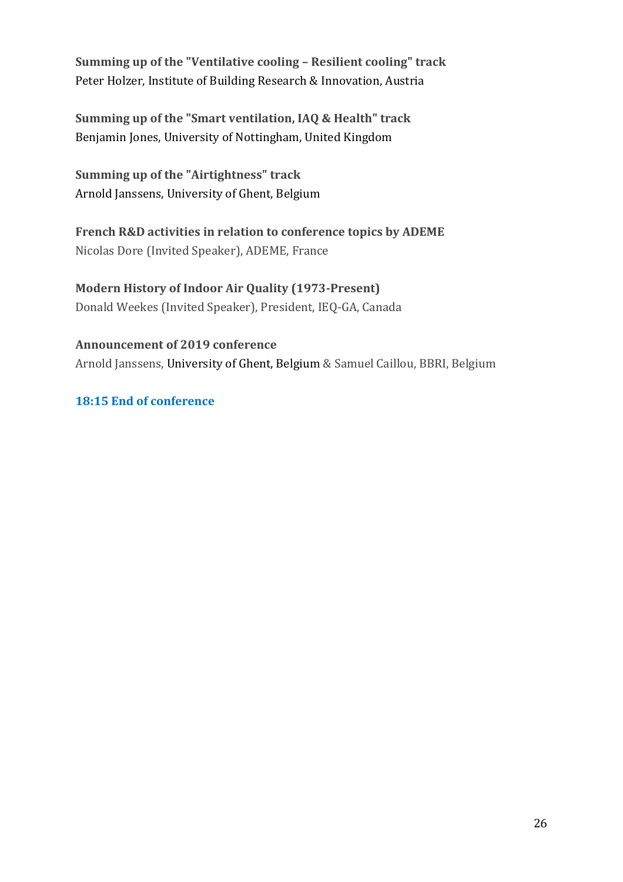**Summing up of the "Ventilative cooling – Resilient cooling" track**
Peter Holzer, Institute of Building Research & Innovation, Austria

**Summing up of the "Smart ventilation, IAQ & Health" track**
Benjamin Jones, University of Nottingham, United Kingdom

**Summing up of the "Airtightness" track**
Arnold Janssens, University of Ghent, Belgium

**French R&D activities in relation to conference topics by ADEME**
Nicolas Dore (Invited Speaker), ADEME, France

**Modern History of Indoor Air Quality (1973-Present)**
Donald Weekes (Invited Speaker), President, IEQ-GA, Canada

**Announcement of 2019 conference**
Arnold Janssens, University of Ghent, Belgium & Samuel Caillou, BBRI, Belgium

**18:15 End of conference**